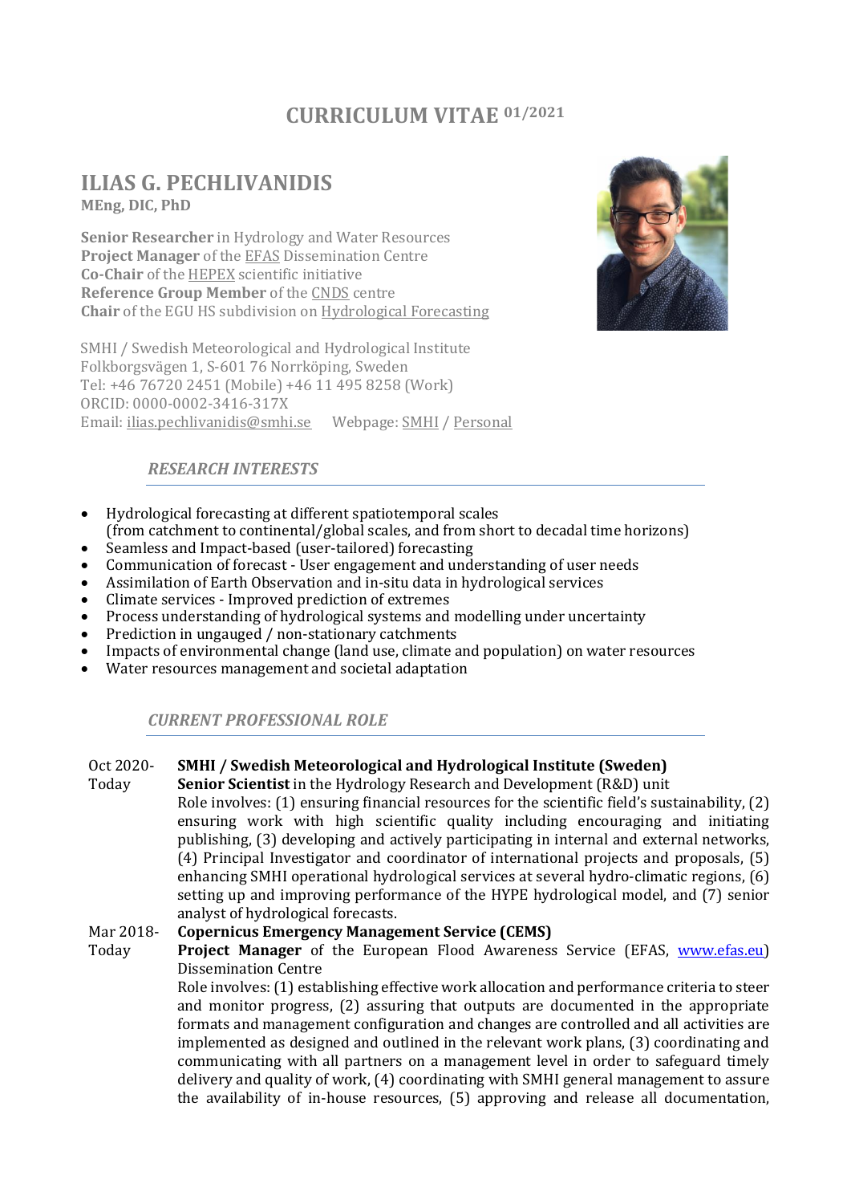# CURRICULUM VITAE 01/2021

## ILIAS G. PECHLIVANIDIS
**MEng, DIC, PhD**

**Senior Researcher** in Hydrology and Water Resources
**Project Manager** of the EFAS Dissemination Centre
**Co-Chair** of the HEPEX scientific initiative
**Reference Group Member** of the CNDS centre
**Chair** of the EGU HS subdivision on Hydrological Forecasting

SMHI / Swedish Meteorological and Hydrological Institute
Folkborgsvägen 1, S-601 76 Norrköping, Sweden
Tel: +46 76720 2451 (Mobile) +46 11 495 8258 (Work)
ORCID: 0000-0002-3416-317X
Email: ilias.pechlivanidis@smhi.se  Webpage: SMHI / Personal

### *RESEARCH INTERESTS*

- Hydrological forecasting at different spatiotemporal scales (from catchment to continental/global scales, and from short to decadal time horizons)
- Seamless and Impact-based (user-tailored) forecasting
- Communication of forecast - User engagement and understanding of user needs
- Assimilation of Earth Observation and in-situ data in hydrological services
- Climate services - Improved prediction of extremes
- Process understanding of hydrological systems and modelling under uncertainty
- Prediction in ungauged / non-stationary catchments
- Impacts of environmental change (land use, climate and population) on water resources
- Water resources management and societal adaptation

### *CURRENT PROFESSIONAL ROLE*

**Oct 2020-Today** — **SMHI / Swedish Meteorological and Hydrological Institute (Sweden)**
**Senior Scientist** in the Hydrology Research and Development (R&D) unit
Role involves: (1) ensuring financial resources for the scientific field's sustainability, (2) ensuring work with high scientific quality including encouraging and initiating publishing, (3) developing and actively participating in internal and external networks, (4) Principal Investigator and coordinator of international projects and proposals, (5) enhancing SMHI operational hydrological services at several hydro-climatic regions, (6) setting up and improving performance of the HYPE hydrological model, and (7) senior analyst of hydrological forecasts.

**Mar 2018-Today** — **Copernicus Emergency Management Service (CEMS)**
**Project Manager** of the European Flood Awareness Service (EFAS, www.efas.eu) Dissemination Centre
Role involves: (1) establishing effective work allocation and performance criteria to steer and monitor progress, (2) assuring that outputs are documented in the appropriate formats and management configuration and changes are controlled and all activities are implemented as designed and outlined in the relevant work plans, (3) coordinating and communicating with all partners on a management level in order to safeguard timely delivery and quality of work, (4) coordinating with SMHI general management to assure the availability of in-house resources, (5) approving and release all documentation,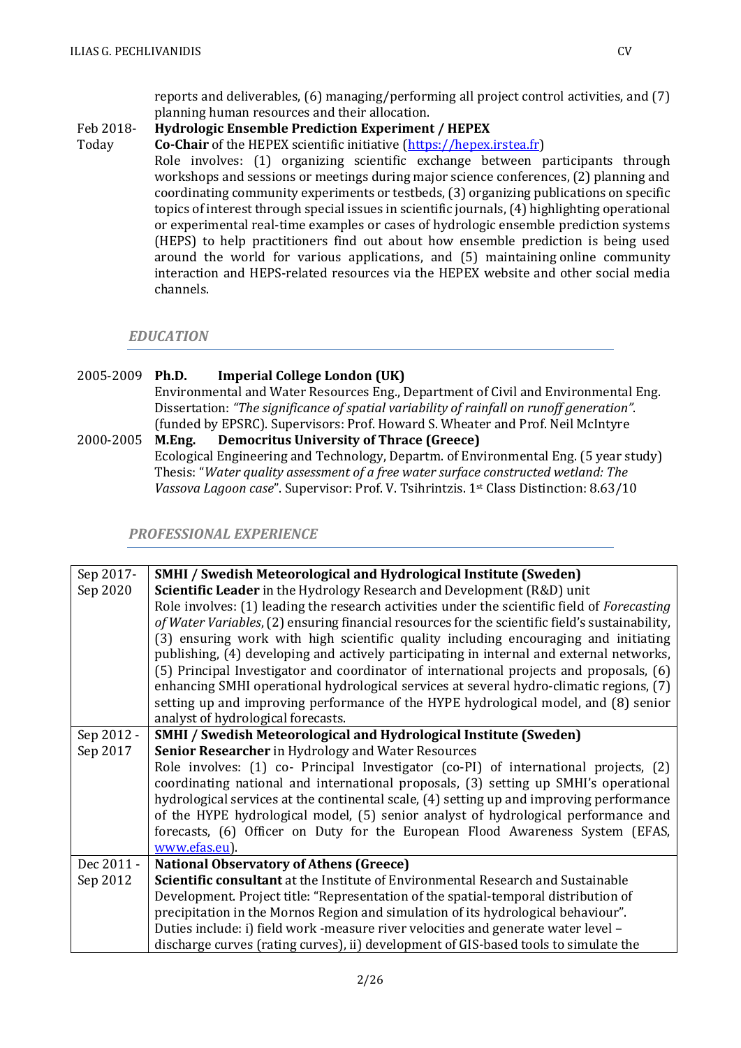reports and deliverables, (6) managing/performing all project control activities, and (7) planning human resources and their allocation.

Feb 2018- Today **Hydrologic Ensemble Prediction Experiment / HEPEX**
**Co-Chair** of the HEPEX scientific initiative (https://hepex.irstea.fr)
Role involves: (1) organizing scientific exchange between participants through workshops and sessions or meetings during major science conferences, (2) planning and coordinating community experiments or testbeds, (3) organizing publications on specific topics of interest through special issues in scientific journals, (4) highlighting operational or experimental real-time examples or cases of hydrologic ensemble prediction systems (HEPS) to help practitioners find out about how ensemble prediction is being used around the world for various applications, and (5) maintaining online community interaction and HEPS-related resources via the HEPEX website and other social media channels.

## *EDUCATION*

2005-2009 **Ph.D. Imperial College London (UK)**
Environmental and Water Resources Eng., Department of Civil and Environmental Eng.
Dissertation: *"The significance of spatial variability of rainfall on runoff generation"*.
(funded by EPSRC). Supervisors: Prof. Howard S. Wheater and Prof. Neil McIntyre

2000-2005 **M.Eng. Democritus University of Thrace (Greece)**
Ecological Engineering and Technology, Departm. of Environmental Eng. (5 year study)
Thesis: "*Water quality assessment of a free water surface constructed wetland: The Vassova Lagoon case*". Supervisor: Prof. V. Tsihrintzis. 1st Class Distinction: 8.63/10

## *PROFESSIONAL EXPERIENCE*

| | |
|---|---|
| Sep 2017- Sep 2020 | **SMHI / Swedish Meteorological and Hydrological Institute (Sweden)**<br>**Scientific Leader** in the Hydrology Research and Development (R&D) unit<br>Role involves: (1) leading the research activities under the scientific field of *Forecasting of Water Variables*, (2) ensuring financial resources for the scientific field's sustainability, (3) ensuring work with high scientific quality including encouraging and initiating publishing, (4) developing and actively participating in internal and external networks, (5) Principal Investigator and coordinator of international projects and proposals, (6) enhancing SMHI operational hydrological services at several hydro-climatic regions, (7) setting up and improving performance of the HYPE hydrological model, and (8) senior analyst of hydrological forecasts. |
| Sep 2012 - Sep 2017 | **SMHI / Swedish Meteorological and Hydrological Institute (Sweden)**<br>**Senior Researcher** in Hydrology and Water Resources<br>Role involves: (1) co- Principal Investigator (co-PI) of international projects, (2) coordinating national and international proposals, (3) setting up SMHI's operational hydrological services at the continental scale, (4) setting up and improving performance of the HYPE hydrological model, (5) senior analyst of hydrological performance and forecasts, (6) Officer on Duty for the European Flood Awareness System (EFAS, www.efas.eu). |
| Dec 2011 - Sep 2012 | **National Observatory of Athens (Greece)**<br>**Scientific consultant** at the Institute of Environmental Research and Sustainable Development. Project title: "Representation of the spatial-temporal distribution of precipitation in the Mornos Region and simulation of its hydrological behaviour".<br>Duties include: i) field work -measure river velocities and generate water level – discharge curves (rating curves), ii) development of GIS-based tools to simulate the |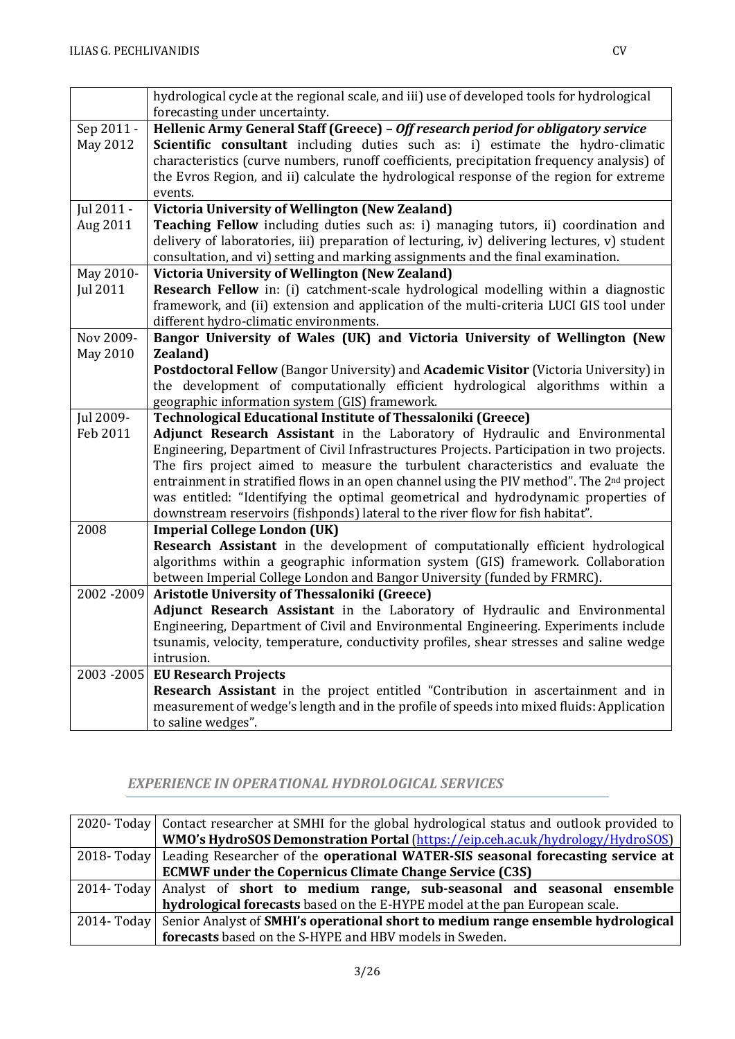| | |
|---|---|
| | hydrological cycle at the regional scale, and iii) use of developed tools for hydrological forecasting under uncertainty. |
| Sep 2011 - May 2012 | **Hellenic Army General Staff (Greece) – *Off research period for obligatory service*** **Scientific consultant** including duties such as: i) estimate the hydro-climatic characteristics (curve numbers, runoff coefficients, precipitation frequency analysis) of the Evros Region, and ii) calculate the hydrological response of the region for extreme events. |
| Jul 2011 - Aug 2011 | **Victoria University of Wellington (New Zealand)** **Teaching Fellow** including duties such as: i) managing tutors, ii) coordination and delivery of laboratories, iii) preparation of lecturing, iv) delivering lectures, v) student consultation, and vi) setting and marking assignments and the final examination. |
| May 2010- Jul 2011 | **Victoria University of Wellington (New Zealand)** **Research Fellow** in: (i) catchment-scale hydrological modelling within a diagnostic framework, and (ii) extension and application of the multi-criteria LUCI GIS tool under different hydro-climatic environments. |
| Nov 2009- May 2010 | **Bangor University of Wales (UK) and Victoria University of Wellington (New Zealand)** **Postdoctoral Fellow** (Bangor University) and **Academic Visitor** (Victoria University) in the development of computationally efficient hydrological algorithms within a geographic information system (GIS) framework. |
| Jul 2009- Feb 2011 | **Technological Educational Institute of Thessaloniki (Greece)** **Adjunct Research Assistant** in the Laboratory of Hydraulic and Environmental Engineering, Department of Civil Infrastructures Projects. Participation in two projects. The firs project aimed to measure the turbulent characteristics and evaluate the entrainment in stratified flows in an open channel using the PIV method". The 2nd project was entitled: "Identifying the optimal geometrical and hydrodynamic properties of downstream reservoirs (fishponds) lateral to the river flow for fish habitat". |
| 2008 | **Imperial College London (UK)** **Research Assistant** in the development of computationally efficient hydrological algorithms within a geographic information system (GIS) framework. Collaboration between Imperial College London and Bangor University (funded by FRMRC). |
| 2002 -2009 | **Aristotle University of Thessaloniki (Greece)** **Adjunct Research Assistant** in the Laboratory of Hydraulic and Environmental Engineering, Department of Civil and Environmental Engineering. Experiments include tsunamis, velocity, temperature, conductivity profiles, shear stresses and saline wedge intrusion. |
| 2003 -2005 | **EU Research Projects** **Research Assistant** in the project entitled "Contribution in ascertainment and in measurement of wedge's length and in the profile of speeds into mixed fluids: Application to saline wedges". |

## *EXPERIENCE IN OPERATIONAL HYDROLOGICAL SERVICES*

| | |
|---|---|
| 2020- Today | Contact researcher at SMHI for the global hydrological status and outlook provided to **WMO's HydroSOS Demonstration Portal** (https://eip.ceh.ac.uk/hydrology/HydroSOS) |
| 2018- Today | Leading Researcher of the **operational WATER-SIS seasonal forecasting service at ECMWF under the Copernicus Climate Change Service (C3S)** |
| 2014- Today | Analyst of **short to medium range, sub-seasonal and seasonal ensemble hydrological forecasts** based on the E-HYPE model at the pan European scale. |
| 2014- Today | Senior Analyst of **SMHI's operational short to medium range ensemble hydrological forecasts** based on the S-HYPE and HBV models in Sweden. |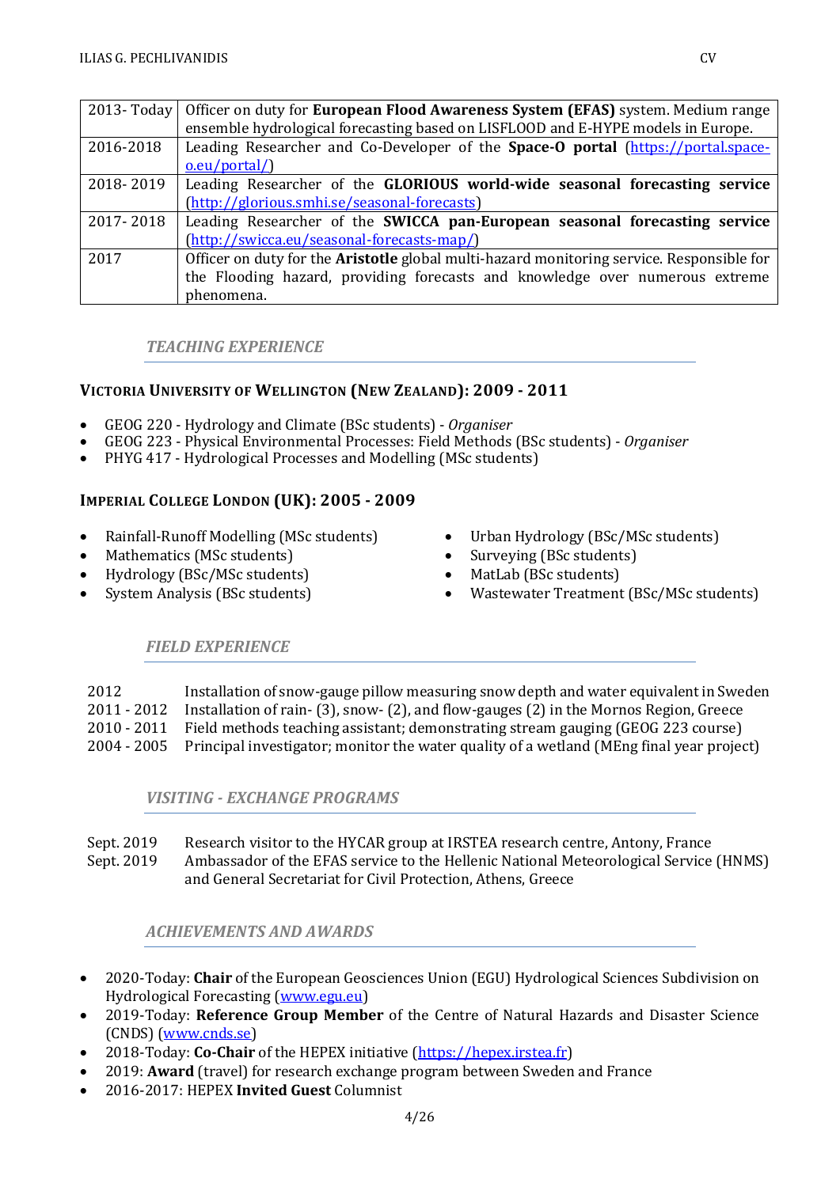| | |
|---|---|
| 2013- Today | Officer on duty for **European Flood Awareness System (EFAS)** system. Medium range ensemble hydrological forecasting based on LISFLOOD and E-HYPE models in Europe. |
| 2016-2018 | Leading Researcher and Co-Developer of the **Space-O portal** ([https://portal.space-o.eu/portal/](https://portal.space-o.eu/portal/)) |
| 2018- 2019 | Leading Researcher of the **GLORIOUS world-wide seasonal forecasting service** ([http://glorious.smhi.se/seasonal-forecasts](http://glorious.smhi.se/seasonal-forecasts)) |
| 2017- 2018 | Leading Researcher of the **SWICCA pan-European seasonal forecasting service** ([http://swicca.eu/seasonal-forecasts-map/](http://swicca.eu/seasonal-forecasts-map/)) |
| 2017 | Officer on duty for the **Aristotle** global multi-hazard monitoring service. Responsible for the Flooding hazard, providing forecasts and knowledge over numerous extreme phenomena. |

## *TEACHING EXPERIENCE*

### VICTORIA UNIVERSITY OF WELLINGTON (NEW ZEALAND): 2009 - 2011

- GEOG 220 - Hydrology and Climate (BSc students) - *Organiser*
- GEOG 223 - Physical Environmental Processes: Field Methods (BSc students) - *Organiser*
- PHYG 417 - Hydrological Processes and Modelling (MSc students)

### IMPERIAL COLLEGE LONDON (UK): 2005 - 2009

- Rainfall-Runoff Modelling (MSc students)
- Mathematics (MSc students)
- Hydrology (BSc/MSc students)
- System Analysis (BSc students)
- Urban Hydrology (BSc/MSc students)
- Surveying (BSc students)
- MatLab (BSc students)
- Wastewater Treatment (BSc/MSc students)

## *FIELD EXPERIENCE*

| | |
|---|---|
| 2012 | Installation of snow-gauge pillow measuring snow depth and water equivalent in Sweden |
| 2011 - 2012 | Installation of rain- (3), snow- (2), and flow-gauges (2) in the Mornos Region, Greece |
| 2010 - 2011 | Field methods teaching assistant; demonstrating stream gauging (GEOG 223 course) |
| 2004 - 2005 | Principal investigator; monitor the water quality of a wetland (MEng final year project) |

## *VISITING - EXCHANGE PROGRAMS*

| | |
|---|---|
| Sept. 2019 | Research visitor to the HYCAR group at IRSTEA research centre, Antony, France |
| Sept. 2019 | Ambassador of the EFAS service to the Hellenic National Meteorological Service (HNMS) and General Secretariat for Civil Protection, Athens, Greece |

## *ACHIEVEMENTS AND AWARDS*

- 2020-Today: **Chair** of the European Geosciences Union (EGU) Hydrological Sciences Subdivision on Hydrological Forecasting ([www.egu.eu](www.egu.eu))
- 2019-Today: **Reference Group Member** of the Centre of Natural Hazards and Disaster Science (CNDS) ([www.cnds.se](www.cnds.se))
- 2018-Today: **Co-Chair** of the HEPEX initiative ([https://hepex.irstea.fr](https://hepex.irstea.fr))
- 2019: **Award** (travel) for research exchange program between Sweden and France
- 2016-2017: HEPEX **Invited Guest** Columnist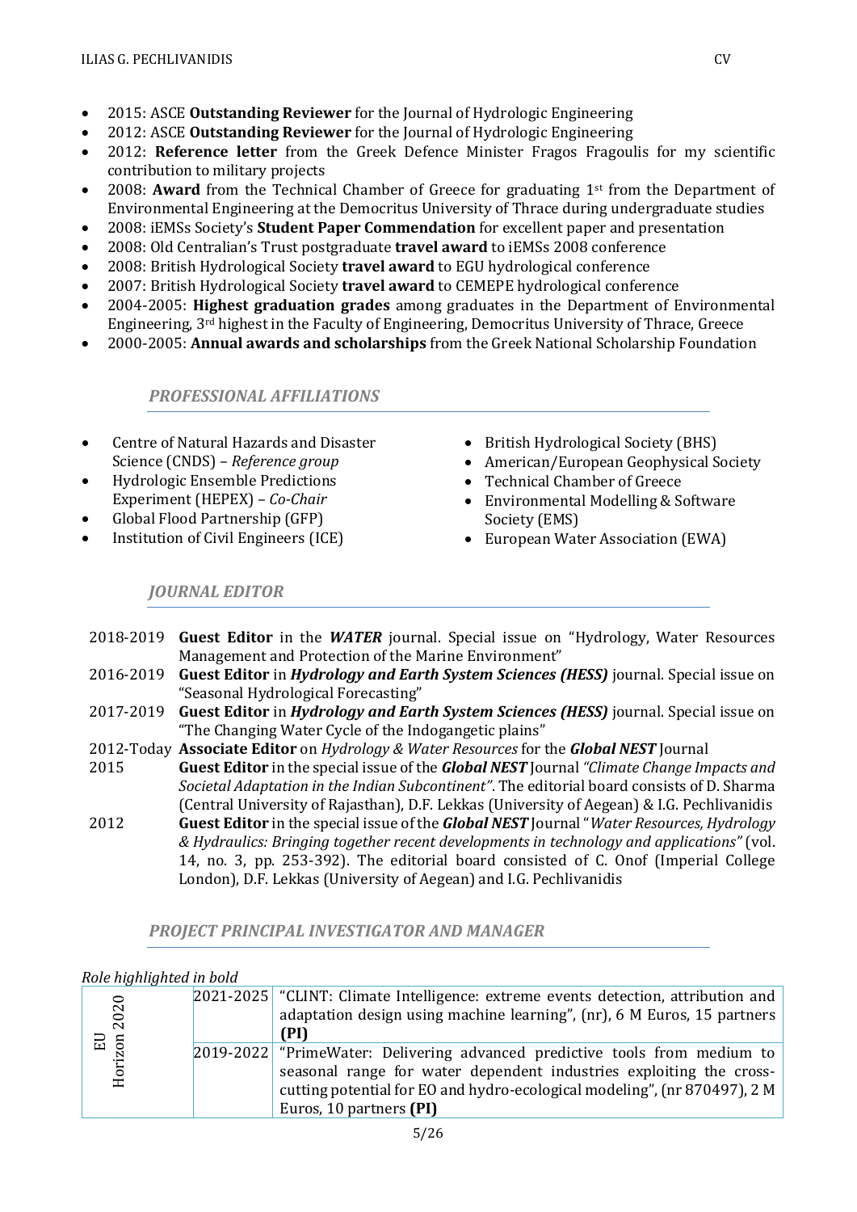- 2015: ASCE **Outstanding Reviewer** for the Journal of Hydrologic Engineering
- 2012: ASCE **Outstanding Reviewer** for the Journal of Hydrologic Engineering
- 2012: **Reference letter** from the Greek Defence Minister Fragos Fragoulis for my scientific contribution to military projects
- 2008: **Award** from the Technical Chamber of Greece for graduating 1st from the Department of Environmental Engineering at the Democritus University of Thrace during undergraduate studies
- 2008: iEMSs Society's **Student Paper Commendation** for excellent paper and presentation
- 2008: Old Centralian's Trust postgraduate **travel award** to iEMSs 2008 conference
- 2008: British Hydrological Society **travel award** to EGU hydrological conference
- 2007: British Hydrological Society **travel award** to CEMEPE hydrological conference
- 2004-2005: **Highest graduation grades** among graduates in the Department of Environmental Engineering, 3rd highest in the Faculty of Engineering, Democritus University of Thrace, Greece
- 2000-2005: **Annual awards and scholarships** from the Greek National Scholarship Foundation

### *PROFESSIONAL AFFILIATIONS*

- Centre of Natural Hazards and Disaster Science (CNDS) – *Reference group*
- Hydrologic Ensemble Predictions Experiment (HEPEX) – *Co-Chair*
- Global Flood Partnership (GFP)
- Institution of Civil Engineers (ICE)
- British Hydrological Society (BHS)
- American/European Geophysical Society
- Technical Chamber of Greece
- Environmental Modelling & Software Society (EMS)
- European Water Association (EWA)

### *JOURNAL EDITOR*

| | |
|---|---|
| 2018-2019 | **Guest Editor** in the ***WATER*** journal. Special issue on "Hydrology, Water Resources Management and Protection of the Marine Environment" |
| 2016-2019 | **Guest Editor** in ***Hydrology and Earth System Sciences (HESS)*** journal. Special issue on "Seasonal Hydrological Forecasting" |
| 2017-2019 | **Guest Editor** in ***Hydrology and Earth System Sciences (HESS)*** journal. Special issue on "The Changing Water Cycle of the Indogangetic plains" |
| 2012-Today | **Associate Editor** on *Hydrology & Water Resources* for the ***Global NEST*** Journal |
| 2015 | **Guest Editor** in the special issue of the ***Global NEST*** Journal *"Climate Change Impacts and Societal Adaptation in the Indian Subcontinent"*. The editorial board consists of D. Sharma (Central University of Rajasthan), D.F. Lekkas (University of Aegean) & I.G. Pechlivanidis |
| 2012 | **Guest Editor** in the special issue of the ***Global NEST*** Journal "*Water Resources, Hydrology & Hydraulics: Bringing together recent developments in technology and applications"* (vol. 14, no. 3, pp. 253-392). The editorial board consisted of C. Onof (Imperial College London), D.F. Lekkas (University of Aegean) and I.G. Pechlivanidis |

### *PROJECT PRINCIPAL INVESTIGATOR AND MANAGER*

*Role highlighted in bold*

| | | | |
|---|---|---|---|
| EU Horizon 2020 | | 2021-2025 | "CLINT: Climate Intelligence: extreme events detection, attribution and adaptation design using machine learning", (nr), 6 M Euros, 15 partners **(PI)** |
| | | 2019-2022 | "PrimeWater: Delivering advanced predictive tools from medium to seasonal range for water dependent industries exploiting the cross-cutting potential for EO and hydro-ecological modeling", (nr 870497), 2 M Euros, 10 partners **(PI)** |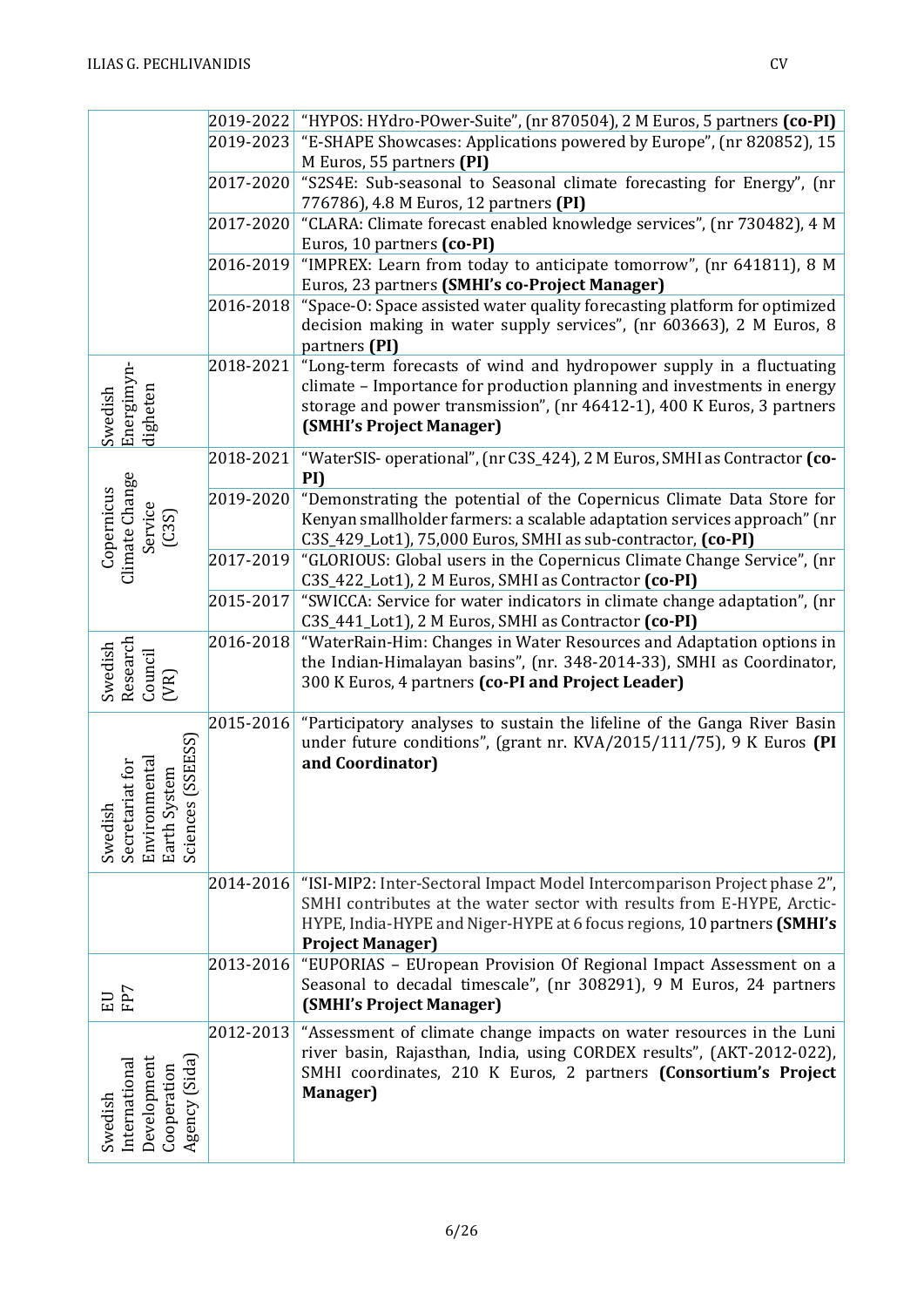| | | |
|---|---|---|
| | 2019-2022 | "HYPOS: HYdro-POwer-Suite", (nr 870504), 2 M Euros, 5 partners **(co-PI)** |
| | 2019-2023 | "E-SHAPE Showcases: Applications powered by Europe", (nr 820852), 15 M Euros, 55 partners **(PI)** |
| | 2017-2020 | "S2S4E: Sub-seasonal to Seasonal climate forecasting for Energy", (nr 776786), 4.8 M Euros, 12 partners **(PI)** |
| | 2017-2020 | "CLARA: Climate forecast enabled knowledge services", (nr 730482), 4 M Euros, 10 partners **(co-PI)** |
| | 2016-2019 | "IMPREX: Learn from today to anticipate tomorrow", (nr 641811), 8 M Euros, 23 partners **(SMHI's co-Project Manager)** |
| | 2016-2018 | "Space-O: Space assisted water quality forecasting platform for optimized decision making in water supply services", (nr 603663), 2 M Euros, 8 partners **(PI)** |
| Swedish Energimyndigheten | 2018-2021 | "Long-term forecasts of wind and hydropower supply in a fluctuating climate – Importance for production planning and investments in energy storage and power transmission", (nr 46412-1), 400 K Euros, 3 partners **(SMHI's Project Manager)** |
| Copernicus Climate Change Service (C3S) | 2018-2021 | "WaterSIS- operational", (nr C3S_424), 2 M Euros, SMHI as Contractor **(co-PI)** |
| | 2019-2020 | "Demonstrating the potential of the Copernicus Climate Data Store for Kenyan smallholder farmers: a scalable adaptation services approach" (nr C3S_429_Lot1), 75,000 Euros, SMHI as sub-contractor, **(co-PI)** |
| | 2017-2019 | "GLORIOUS: Global users in the Copernicus Climate Change Service", (nr C3S_422_Lot1), 2 M Euros, SMHI as Contractor **(co-PI)** |
| | 2015-2017 | "SWICCA: Service for water indicators in climate change adaptation", (nr C3S_441_Lot1), 2 M Euros, SMHI as Contractor **(co-PI)** |
| Swedish Research Council (VR) | 2016-2018 | "WaterRain-Him: Changes in Water Resources and Adaptation options in the Indian-Himalayan basins", (nr. 348-2014-33), SMHI as Coordinator, 300 K Euros, 4 partners **(co-PI and Project Leader)** |
| Swedish Secretariat for Environmental Earth System Sciences (SSEESS) | 2015-2016 | "Participatory analyses to sustain the lifeline of the Ganga River Basin under future conditions", (grant nr. KVA/2015/111/75), 9 K Euros **(PI and Coordinator)** |
| | 2014-2016 | "ISI-MIP2: Inter-Sectoral Impact Model Intercomparison Project phase 2", SMHI contributes at the water sector with results from E-HYPE, Arctic-HYPE, India-HYPE and Niger-HYPE at 6 focus regions, 10 partners **(SMHI's Project Manager)** |
| EU FP7 | 2013-2016 | "EUPORIAS – EUropean Provision Of Regional Impact Assessment on a Seasonal to decadal timescale", (nr 308291), 9 M Euros, 24 partners **(SMHI's Project Manager)** |
| Swedish International Development Cooperation Agency (Sida) | 2012-2013 | "Assessment of climate change impacts on water resources in the Luni river basin, Rajasthan, India, using CORDEX results", (AKT-2012-022), SMHI coordinates, 210 K Euros, 2 partners **(Consortium's Project Manager)** |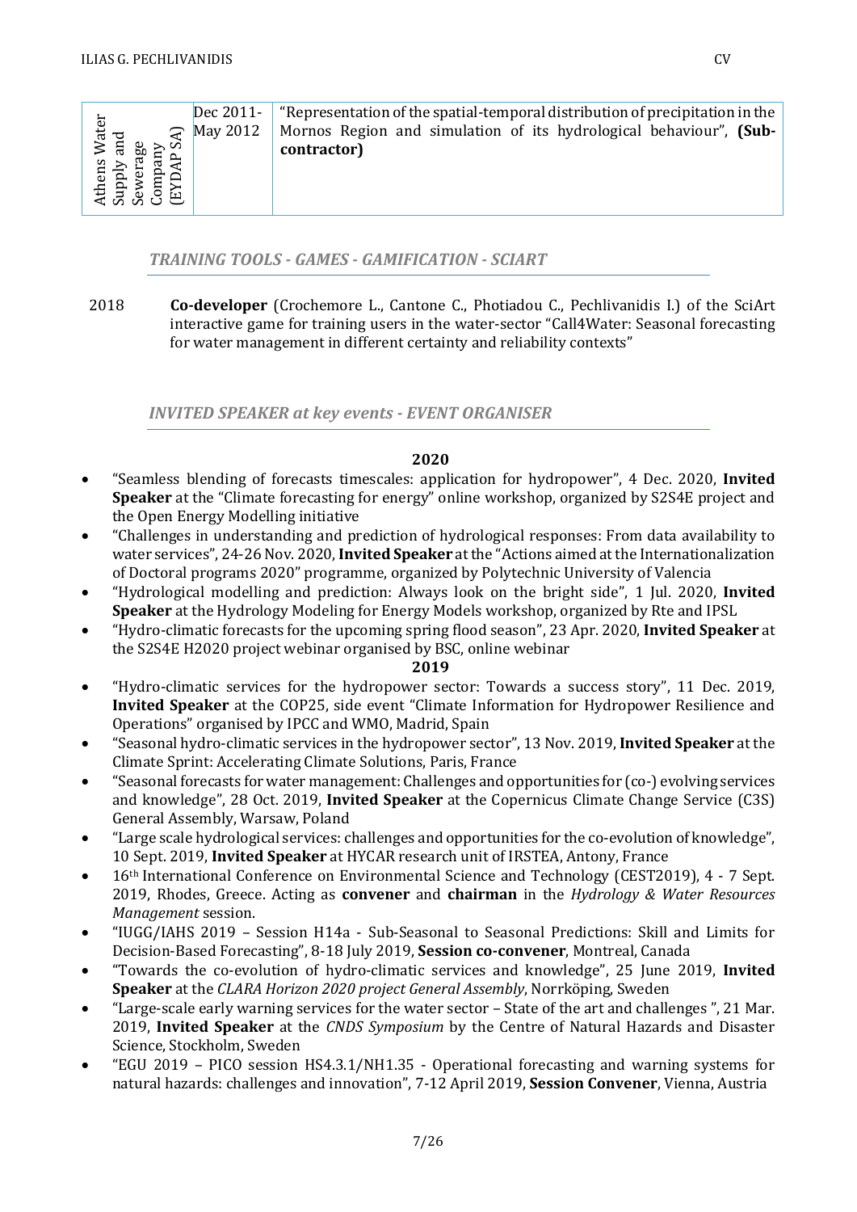| Athens Water Supply and Sewerage Company (EYDAP SA) | Dec 2011-May 2012 | "Representation of the spatial-temporal distribution of precipitation in the Mornos Region and simulation of its hydrological behaviour", **(Sub-contractor)** |
|---|---|---|

## *TRAINING TOOLS - GAMES - GAMIFICATION - SCIART*

2018 **Co-developer** (Crochemore L., Cantone C., Photiadou C., Pechlivanidis I.) of the SciArt interactive game for training users in the water-sector "Call4Water: Seasonal forecasting for water management in different certainty and reliability contexts"

## *INVITED SPEAKER at key events - EVENT ORGANISER*

**2020**

- "Seamless blending of forecasts timescales: application for hydropower", 4 Dec. 2020, **Invited Speaker** at the "Climate forecasting for energy" online workshop, organized by S2S4E project and the Open Energy Modelling initiative
- "Challenges in understanding and prediction of hydrological responses: From data availability to water services", 24-26 Nov. 2020, **Invited Speaker** at the "Actions aimed at the Internationalization of Doctoral programs 2020" programme, organized by Polytechnic University of Valencia
- "Hydrological modelling and prediction: Always look on the bright side", 1 Jul. 2020, **Invited Speaker** at the Hydrology Modeling for Energy Models workshop, organized by Rte and IPSL
- "Hydro-climatic forecasts for the upcoming spring flood season", 23 Apr. 2020, **Invited Speaker** at the S2S4E H2020 project webinar organised by BSC, online webinar

**2019**

- "Hydro-climatic services for the hydropower sector: Towards a success story", 11 Dec. 2019, **Invited Speaker** at the COP25, side event "Climate Information for Hydropower Resilience and Operations" organised by IPCC and WMO, Madrid, Spain
- "Seasonal hydro-climatic services in the hydropower sector", 13 Nov. 2019, **Invited Speaker** at the Climate Sprint: Accelerating Climate Solutions, Paris, France
- "Seasonal forecasts for water management: Challenges and opportunities for (co-) evolving services and knowledge", 28 Oct. 2019, **Invited Speaker** at the Copernicus Climate Change Service (C3S) General Assembly, Warsaw, Poland
- "Large scale hydrological services: challenges and opportunities for the co-evolution of knowledge", 10 Sept. 2019, **Invited Speaker** at HYCAR research unit of IRSTEA, Antony, France
- 16th International Conference on Environmental Science and Technology (CEST2019), 4 - 7 Sept. 2019, Rhodes, Greece. Acting as **convener** and **chairman** in the *Hydrology & Water Resources Management* session.
- "IUGG/IAHS 2019 – Session H14a - Sub-Seasonal to Seasonal Predictions: Skill and Limits for Decision-Based Forecasting", 8-18 July 2019, **Session co-convener**, Montreal, Canada
- "Towards the co-evolution of hydro-climatic services and knowledge", 25 June 2019, **Invited Speaker** at the *CLARA Horizon 2020 project General Assembly*, Norrköping, Sweden
- "Large-scale early warning services for the water sector – State of the art and challenges ", 21 Mar. 2019, **Invited Speaker** at the *CNDS Symposium* by the Centre of Natural Hazards and Disaster Science, Stockholm, Sweden
- "EGU 2019 – PICO session HS4.3.1/NH1.35 - Operational forecasting and warning systems for natural hazards: challenges and innovation", 7-12 April 2019, **Session Convener**, Vienna, Austria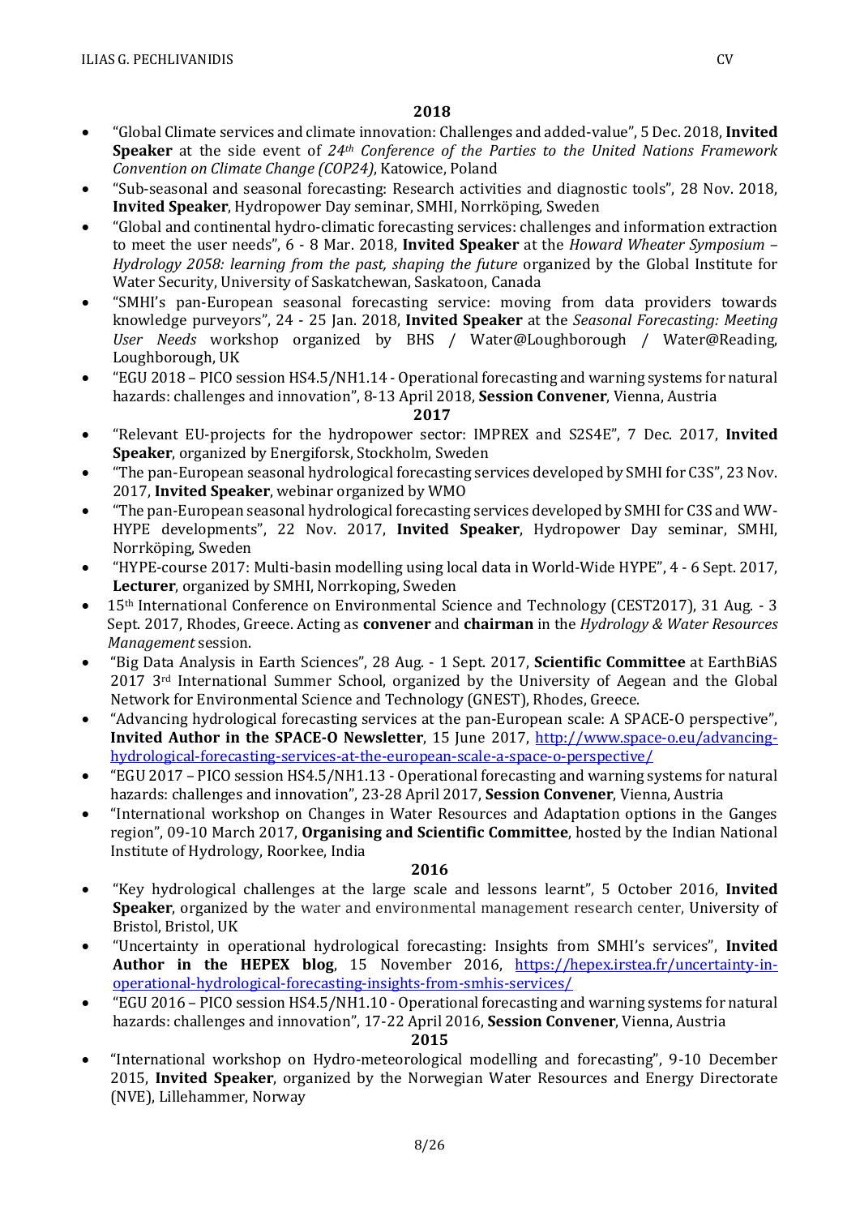**2018**

- "Global Climate services and climate innovation: Challenges and added-value", 5 Dec. 2018, **Invited Speaker** at the side event of *24th Conference of the Parties to the United Nations Framework Convention on Climate Change (COP24)*, Katowice, Poland
- "Sub-seasonal and seasonal forecasting: Research activities and diagnostic tools", 28 Nov. 2018, **Invited Speaker**, Hydropower Day seminar, SMHI, Norrköping, Sweden
- "Global and continental hydro-climatic forecasting services: challenges and information extraction to meet the user needs", 6 - 8 Mar. 2018, **Invited Speaker** at the *Howard Wheater Symposium – Hydrology 2058: learning from the past, shaping the future* organized by the Global Institute for Water Security, University of Saskatchewan, Saskatoon, Canada
- "SMHI's pan-European seasonal forecasting service: moving from data providers towards knowledge purveyors", 24 - 25 Jan. 2018, **Invited Speaker** at the *Seasonal Forecasting: Meeting User Needs* workshop organized by BHS / Water@Loughborough / Water@Reading, Loughborough, UK
- "EGU 2018 – PICO session HS4.5/NH1.14 - Operational forecasting and warning systems for natural hazards: challenges and innovation", 8-13 April 2018, **Session Convener**, Vienna, Austria

**2017**

- "Relevant EU-projects for the hydropower sector: IMPREX and S2S4E", 7 Dec. 2017, **Invited Speaker**, organized by Energiforsk, Stockholm, Sweden
- "The pan-European seasonal hydrological forecasting services developed by SMHI for C3S", 23 Nov. 2017, **Invited Speaker**, webinar organized by WMO
- "The pan-European seasonal hydrological forecasting services developed by SMHI for C3S and WW-HYPE developments", 22 Nov. 2017, **Invited Speaker**, Hydropower Day seminar, SMHI, Norrköping, Sweden
- "HYPE-course 2017: Multi-basin modelling using local data in World-Wide HYPE", 4 - 6 Sept. 2017, **Lecturer**, organized by SMHI, Norrkoping, Sweden
- 15th International Conference on Environmental Science and Technology (CEST2017), 31 Aug. - 3 Sept. 2017, Rhodes, Greece. Acting as **convener** and **chairman** in the *Hydrology & Water Resources Management* session.
- "Big Data Analysis in Earth Sciences", 28 Aug. - 1 Sept. 2017, **Scientific Committee** at EarthBiAS 2017 3rd International Summer School, organized by the University of Aegean and the Global Network for Environmental Science and Technology (GNEST), Rhodes, Greece.
- "Advancing hydrological forecasting services at the pan-European scale: A SPACE-O perspective", **Invited Author in the SPACE-O Newsletter**, 15 June 2017, [http://www.space-o.eu/advancing-hydrological-forecasting-services-at-the-european-scale-a-space-o-perspective/](http://www.space-o.eu/advancing-hydrological-forecasting-services-at-the-european-scale-a-space-o-perspective/)
- "EGU 2017 – PICO session HS4.5/NH1.13 - Operational forecasting and warning systems for natural hazards: challenges and innovation", 23-28 April 2017, **Session Convener**, Vienna, Austria
- "International workshop on Changes in Water Resources and Adaptation options in the Ganges region", 09-10 March 2017, **Organising and Scientific Committee**, hosted by the Indian National Institute of Hydrology, Roorkee, India

**2016**

- "Key hydrological challenges at the large scale and lessons learnt", 5 October 2016, **Invited Speaker**, organized by the water and environmental management research center, University of Bristol, Bristol, UK
- "Uncertainty in operational hydrological forecasting: Insights from SMHI's services", **Invited Author in the HEPEX blog**, 15 November 2016, [https://hepex.irstea.fr/uncertainty-in-operational-hydrological-forecasting-insights-from-smhis-services/](https://hepex.irstea.fr/uncertainty-in-operational-hydrological-forecasting-insights-from-smhis-services/)
- "EGU 2016 – PICO session HS4.5/NH1.10 - Operational forecasting and warning systems for natural hazards: challenges and innovation", 17-22 April 2016, **Session Convener**, Vienna, Austria

**2015**

- "International workshop on Hydro-meteorological modelling and forecasting", 9-10 December 2015, **Invited Speaker**, organized by the Norwegian Water Resources and Energy Directorate (NVE), Lillehammer, Norway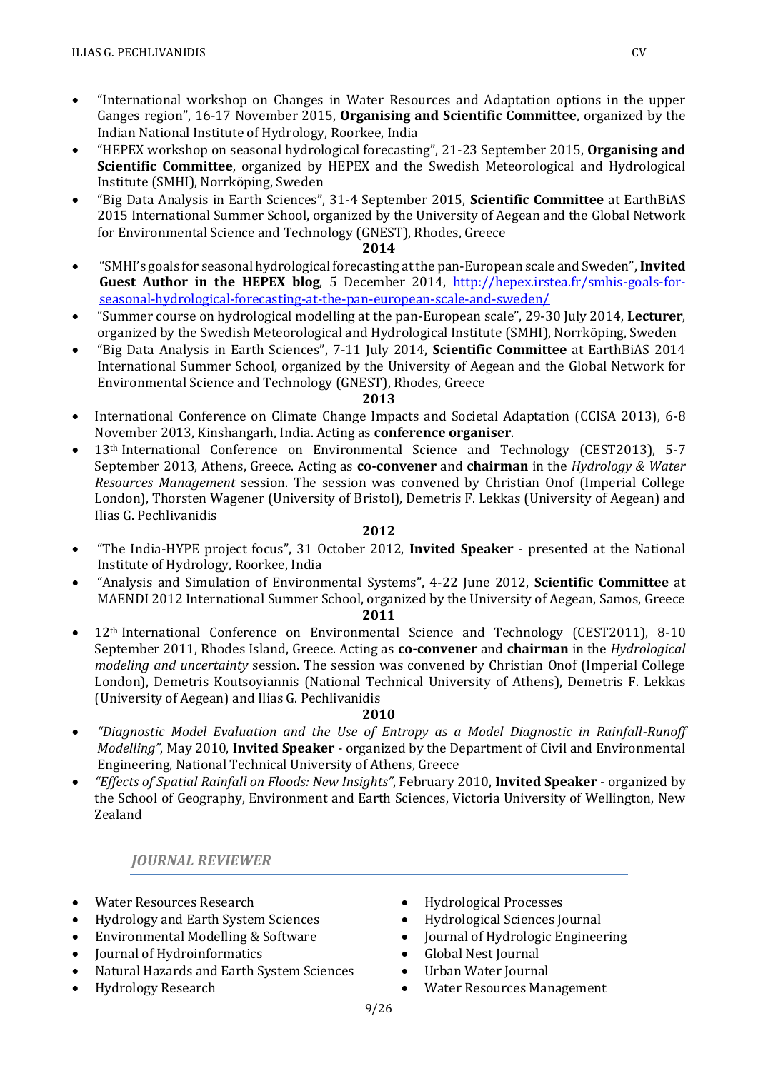- "International workshop on Changes in Water Resources and Adaptation options in the upper Ganges region", 16-17 November 2015, **Organising and Scientific Committee**, organized by the Indian National Institute of Hydrology, Roorkee, India
- "HEPEX workshop on seasonal hydrological forecasting", 21-23 September 2015, **Organising and Scientific Committee**, organized by HEPEX and the Swedish Meteorological and Hydrological Institute (SMHI), Norrköping, Sweden
- "Big Data Analysis in Earth Sciences", 31-4 September 2015, **Scientific Committee** at EarthBiAS 2015 International Summer School, organized by the University of Aegean and the Global Network for Environmental Science and Technology (GNEST), Rhodes, Greece

**2014**

- "SMHI's goals for seasonal hydrological forecasting at the pan-European scale and Sweden", **Invited Guest Author in the HEPEX blog**, 5 December 2014, http://hepex.irstea.fr/smhis-goals-for-seasonal-hydrological-forecasting-at-the-pan-european-scale-and-sweden/
- "Summer course on hydrological modelling at the pan-European scale", 29-30 July 2014, **Lecturer**, organized by the Swedish Meteorological and Hydrological Institute (SMHI), Norrköping, Sweden
- "Big Data Analysis in Earth Sciences", 7-11 July 2014, **Scientific Committee** at EarthBiAS 2014 International Summer School, organized by the University of Aegean and the Global Network for Environmental Science and Technology (GNEST), Rhodes, Greece

**2013**

- International Conference on Climate Change Impacts and Societal Adaptation (CCISA 2013), 6-8 November 2013, Kinshangarh, India. Acting as **conference organiser**.
- 13th International Conference on Environmental Science and Technology (CEST2013), 5-7 September 2013, Athens, Greece. Acting as **co-convener** and **chairman** in the *Hydrology & Water Resources Management* session. The session was convened by Christian Onof (Imperial College London), Thorsten Wagener (University of Bristol), Demetris F. Lekkas (University of Aegean) and Ilias G. Pechlivanidis

**2012**

- "The India-HYPE project focus", 31 October 2012, **Invited Speaker** - presented at the National Institute of Hydrology, Roorkee, India
- "Analysis and Simulation of Environmental Systems", 4-22 June 2012, **Scientific Committee** at MAENDI 2012 International Summer School, organized by the University of Aegean, Samos, Greece

**2011**

- 12th International Conference on Environmental Science and Technology (CEST2011), 8-10 September 2011, Rhodes Island, Greece. Acting as **co-convener** and **chairman** in the *Hydrological modeling and uncertainty* session. The session was convened by Christian Onof (Imperial College London), Demetris Koutsoyiannis (National Technical University of Athens), Demetris F. Lekkas (University of Aegean) and Ilias G. Pechlivanidis

**2010**

- *"Diagnostic Model Evaluation and the Use of Entropy as a Model Diagnostic in Rainfall-Runoff Modelling"*, May 2010, **Invited Speaker** - organized by the Department of Civil and Environmental Engineering, National Technical University of Athens, Greece
- *"Effects of Spatial Rainfall on Floods: New Insights"*, February 2010, **Invited Speaker** - organized by the School of Geography, Environment and Earth Sciences, Victoria University of Wellington, New Zealand

## *JOURNAL REVIEWER*

- Water Resources Research
- Hydrology and Earth System Sciences
- Environmental Modelling & Software
- Journal of Hydroinformatics
- Natural Hazards and Earth System Sciences
- Hydrology Research
- Hydrological Processes
- Hydrological Sciences Journal
- Journal of Hydrologic Engineering
- Global Nest Journal
- Urban Water Journal
- Water Resources Management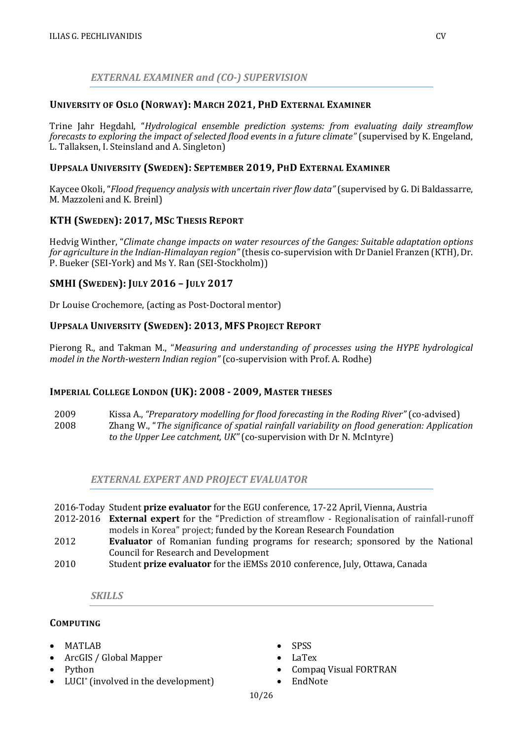## *EXTERNAL EXAMINER and (CO-) SUPERVISION*

### UNIVERSITY OF OSLO (NORWAY): MARCH 2021, PHD EXTERNAL EXAMINER

Trine Jahr Hegdahl, "*Hydrological ensemble prediction systems: from evaluating daily streamflow forecasts to exploring the impact of selected flood events in a future climate"* (supervised by K. Engeland, L. Tallaksen, I. Steinsland and A. Singleton)

### UPPSALA UNIVERSITY (SWEDEN): SEPTEMBER 2019, PHD EXTERNAL EXAMINER

Kaycee Okoli, "*Flood frequency analysis with uncertain river flow data"* (supervised by G. Di Baldassarre, M. Mazzoleni and K. Breinl)

### KTH (SWEDEN): 2017, MSC THESIS REPORT

Hedvig Winther, "*Climate change impacts on water resources of the Ganges: Suitable adaptation options for agriculture in the Indian-Himalayan region"* (thesis co-supervision with Dr Daniel Franzen (KTH), Dr. P. Bueker (SEI-York) and Ms Y. Ran (SEI-Stockholm))

### SMHI (SWEDEN): JULY 2016 – JULY 2017

Dr Louise Crochemore, (acting as Post-Doctoral mentor)

### UPPSALA UNIVERSITY (SWEDEN): 2013, MFS PROJECT REPORT

Pierong R., and Takman M., "*Measuring and understanding of processes using the HYPE hydrological model in the North-western Indian region"* (co-supervision with Prof. A. Rodhe)

### IMPERIAL COLLEGE LONDON (UK): 2008 - 2009, MASTER THESES

2009 Kissa A., *"Preparatory modelling for flood forecasting in the Roding River"* (co-advised)
2008 Zhang W., "*The significance of spatial rainfall variability on flood generation: Application to the Upper Lee catchment, UK"* (co-supervision with Dr N. McIntyre)

## *EXTERNAL EXPERT AND PROJECT EVALUATOR*

2016-Today Student **prize evaluator** for the EGU conference, 17-22 April, Vienna, Austria
2012-2016 **External expert** for the "Prediction of streamflow - Regionalisation of rainfall-runoff models in Korea" project; funded by the Korean Research Foundation
2012 **Evaluator** of Romanian funding programs for research; sponsored by the National Council for Research and Development
2010 Student **prize evaluator** for the iEMSs 2010 conference, July, Ottawa, Canada

## *SKILLS*

### COMPUTING

- MATLAB
- ArcGIS / Global Mapper
- Python
- LUCI* (involved in the development)
- SPSS
- LaTex
- Compaq Visual FORTRAN
- EndNote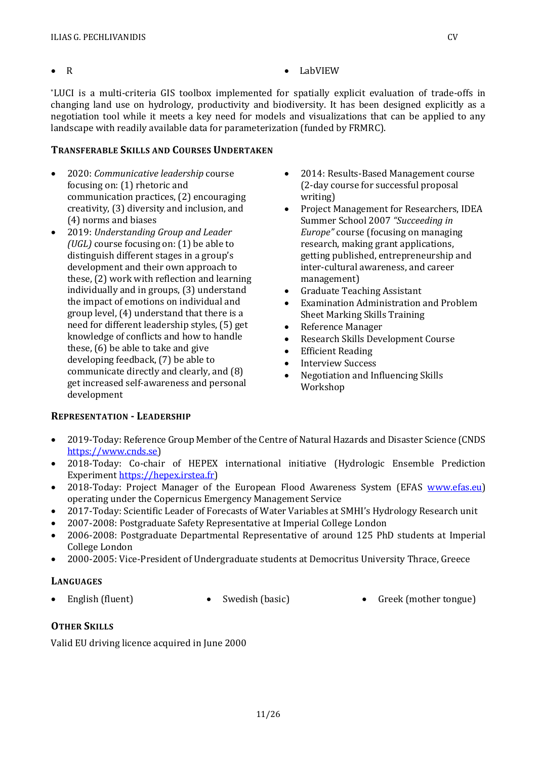- R
- LabVIEW

*LUCI is a multi-criteria GIS toolbox implemented for spatially explicit evaluation of trade-offs in changing land use on hydrology, productivity and biodiversity. It has been designed explicitly as a negotiation tool while it meets a key need for models and visualizations that can be applied to any landscape with readily available data for parameterization (funded by FRMRC).

### Transferable Skills and Courses Undertaken

- 2020: *Communicative leadership* course focusing on: (1) rhetoric and communication practices, (2) encouraging creativity, (3) diversity and inclusion, and (4) norms and biases
- 2019: *Understanding Group and Leader (UGL)* course focusing on: (1) be able to distinguish different stages in a group's development and their own approach to these, (2) work with reflection and learning individually and in groups, (3) understand the impact of emotions on individual and group level, (4) understand that there is a need for different leadership styles, (5) get knowledge of conflicts and how to handle these, (6) be able to take and give developing feedback, (7) be able to communicate directly and clearly, and (8) get increased self-awareness and personal development
- 2014: Results-Based Management course (2-day course for successful proposal writing)
- Project Management for Researchers, IDEA Summer School 2007 *"Succeeding in Europe"* course (focusing on managing research, making grant applications, getting published, entrepreneurship and inter-cultural awareness, and career management)
- Graduate Teaching Assistant
- Examination Administration and Problem Sheet Marking Skills Training
- Reference Manager
- Research Skills Development Course
- Efficient Reading
- Interview Success
- Negotiation and Influencing Skills Workshop

### Representation - Leadership

- 2019-Today: Reference Group Member of the Centre of Natural Hazards and Disaster Science (CNDS https://www.cnds.se)
- 2018-Today: Co-chair of HEPEX international initiative (Hydrologic Ensemble Prediction Experiment https://hepex.irstea.fr)
- 2018-Today: Project Manager of the European Flood Awareness System (EFAS www.efas.eu) operating under the Copernicus Emergency Management Service
- 2017-Today: Scientific Leader of Forecasts of Water Variables at SMHI's Hydrology Research unit
- 2007-2008: Postgraduate Safety Representative at Imperial College London
- 2006-2008: Postgraduate Departmental Representative of around 125 PhD students at Imperial College London
- 2000-2005: Vice-President of Undergraduate students at Democritus University Thrace, Greece

### Languages

- English (fluent)
- Swedish (basic)
- Greek (mother tongue)

### Other Skills

Valid EU driving licence acquired in June 2000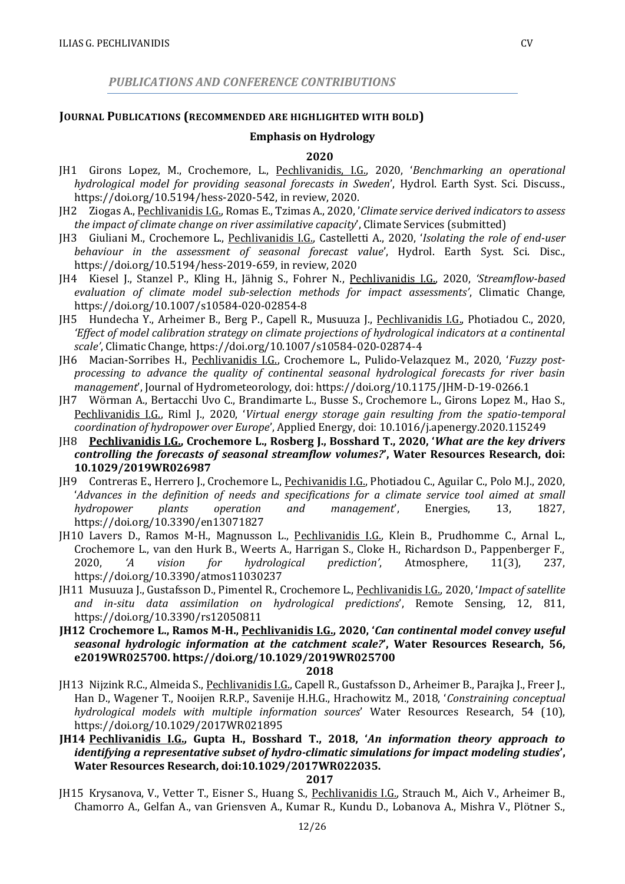## *PUBLICATIONS AND CONFERENCE CONTRIBUTIONS*

### JOURNAL PUBLICATIONS (RECOMMENDED ARE HIGHLIGHTED WITH BOLD)

#### Emphasis on Hydrology

**2020**

JH1 Girons Lopez, M., Crochemore, L., Pechlivanidis, I.G., 2020, '*Benchmarking an operational hydrological model for providing seasonal forecasts in Sweden*', Hydrol. Earth Syst. Sci. Discuss., https://doi.org/10.5194/hess-2020-542, in review, 2020.

JH2 Ziogas A., Pechlivanidis I.G., Romas E., Tzimas A., 2020, '*Climate service derived indicators to assess the impact of climate change on river assimilative capacity*', Climate Services (submitted)

JH3 Giuliani M., Crochemore L., Pechlivanidis I.G., Castelletti A., 2020, '*Isolating the role of end-user behaviour in the assessment of seasonal forecast value*', Hydrol. Earth Syst. Sci. Disc., https://doi.org/10.5194/hess-2019-659, in review, 2020

JH4 Kiesel J., Stanzel P., Kling H., Jähnig S., Fohrer N., Pechlivanidis I.G., 2020, *'Streamflow-based evaluation of climate model sub-selection methods for impact assessments'*, Climatic Change, https://doi.org/10.1007/s10584-020-02854-8

JH5 Hundecha Y., Arheimer B., Berg P., Capell R., Musuuza J., Pechlivanidis I.G., Photiadou C., 2020, *'Effect of model calibration strategy on climate projections of hydrological indicators at a continental scale'*, Climatic Change, https://doi.org/10.1007/s10584-020-02874-4

JH6 Macian-Sorribes H., Pechlivanidis I.G., Crochemore L., Pulido-Velazquez M., 2020, '*Fuzzy post-processing to advance the quality of continental seasonal hydrological forecasts for river basin management*', Journal of Hydrometeorology, doi: https://doi.org/10.1175/JHM-D-19-0266.1

JH7 Wörman A., Bertacchi Uvo C., Brandimarte L., Busse S., Crochemore L., Girons Lopez M., Hao S., Pechlivanidis I.G., Riml J., 2020, '*Virtual energy storage gain resulting from the spatio-temporal coordination of hydropower over Europe*', Applied Energy, doi: 10.1016/j.apenergy.2020.115249

**JH8 Pechlivanidis I.G., Crochemore L., Rosberg J., Bosshard T., 2020, '*What are the key drivers controlling the forecasts of seasonal streamflow volumes?*', Water Resources Research, doi: 10.1029/2019WR026987**

JH9 Contreras E., Herrero J., Crochemore L., Pechivanidis I.G., Photiadou C., Aguilar C., Polo M.J., 2020, '*Advances in the definition of needs and specifications for a climate service tool aimed at small hydropower plants operation and management*', Energies, 13, 1827, https://doi.org/10.3390/en13071827

JH10 Lavers D., Ramos M-H., Magnusson L., Pechlivanidis I.G., Klein B., Prudhomme C., Arnal L., Crochemore L., van den Hurk B., Weerts A., Harrigan S., Cloke H., Richardson D., Pappenberger F., 2020, *'A vision for hydrological prediction'*, Atmosphere, 11(3), 237, https://doi.org/10.3390/atmos11030237

JH11 Musuuza J., Gustafsson D., Pimentel R., Crochemore L., Pechlivanidis I.G., 2020, '*Impact of satellite and in-situ data assimilation on hydrological predictions*', Remote Sensing, 12, 811, https://doi.org/10.3390/rs12050811

**JH12 Crochemore L., Ramos M-H., Pechlivanidis I.G., 2020, '*Can continental model convey useful seasonal hydrologic information at the catchment scale?*', Water Resources Research, 56, e2019WR025700. https://doi.org/10.1029/2019WR025700**

**2018**

JH13 Nijzink R.C., Almeida S., Pechlivanidis I.G., Capell R., Gustafsson D., Arheimer B., Parajka J., Freer J., Han D., Wagener T., Nooijen R.R.P., Savenije H.H.G., Hrachowitz M., 2018, '*Constraining conceptual hydrological models with multiple information sources*' Water Resources Research, 54 (10), https://doi.org/10.1029/2017WR021895

**JH14 Pechlivanidis I.G., Gupta H., Bosshard T., 2018, '*An information theory approach to identifying a representative subset of hydro-climatic simulations for impact modeling studies*', Water Resources Research, doi:10.1029/2017WR022035.**

**2017**

JH15 Krysanova, V., Vetter T., Eisner S., Huang S., Pechlivanidis I.G., Strauch M., Aich V., Arheimer B., Chamorro A., Gelfan A., van Griensven A., Kumar R., Kundu D., Lobanova A., Mishra V., Plötner S.,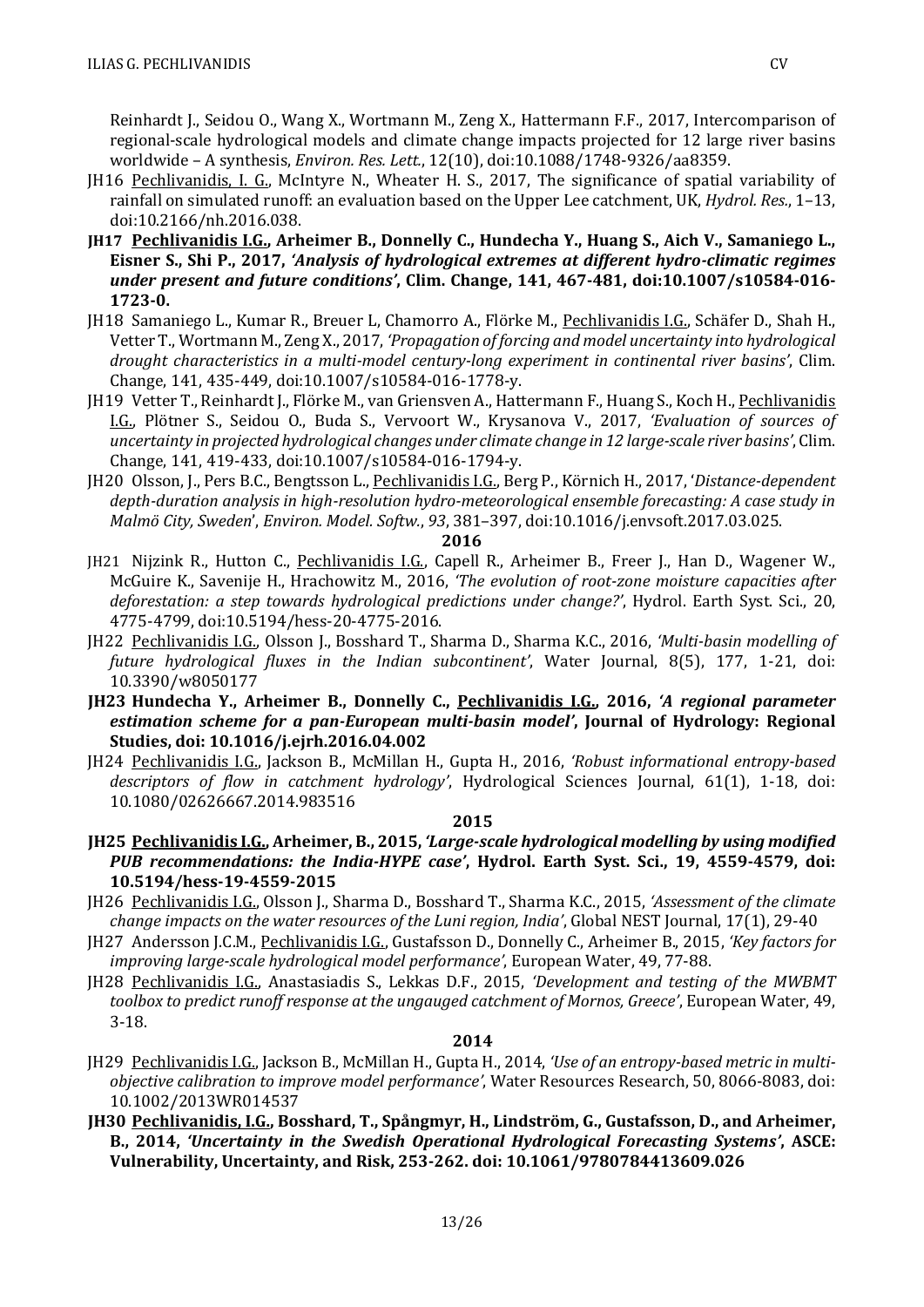Reinhardt J., Seidou O., Wang X., Wortmann M., Zeng X., Hattermann F.F., 2017, Intercomparison of regional-scale hydrological models and climate change impacts projected for 12 large river basins worldwide – A synthesis, *Environ. Res. Lett.*, 12(10), doi:10.1088/1748-9326/aa8359.

JH16 Pechlivanidis, I. G., McIntyre N., Wheater H. S., 2017, The significance of spatial variability of rainfall on simulated runoff: an evaluation based on the Upper Lee catchment, UK, *Hydrol. Res.*, 1–13, doi:10.2166/nh.2016.038.

**JH17 Pechlivanidis I.G., Arheimer B., Donnelly C., Hundecha Y., Huang S., Aich V., Samaniego L., Eisner S., Shi P., 2017, *'Analysis of hydrological extremes at different hydro-climatic regimes under present and future conditions'*, Clim. Change, 141, 467-481, doi:10.1007/s10584-016-1723-0.**

JH18 Samaniego L., Kumar R., Breuer L, Chamorro A., Flörke M., Pechlivanidis I.G., Schäfer D., Shah H., Vetter T., Wortmann M., Zeng X., 2017, *'Propagation of forcing and model uncertainty into hydrological drought characteristics in a multi-model century-long experiment in continental river basins'*, Clim. Change, 141, 435-449, doi:10.1007/s10584-016-1778-y.

JH19 Vetter T., Reinhardt J., Flörke M., van Griensven A., Hattermann F., Huang S., Koch H., Pechlivanidis I.G., Plötner S., Seidou O., Buda S., Vervoort W., Krysanova V., 2017, *'Evaluation of sources of uncertainty in projected hydrological changes under climate change in 12 large-scale river basins'*, Clim. Change, 141, 419-433, doi:10.1007/s10584-016-1794-y.

JH20 Olsson, J., Pers B.C., Bengtsson L., Pechlivanidis I.G., Berg P., Körnich H., 2017, '*Distance-dependent depth-duration analysis in high-resolution hydro-meteorological ensemble forecasting: A case study in Malmö City, Sweden*', *Environ. Model. Softw.*, *93*, 381–397, doi:10.1016/j.envsoft.2017.03.025.

**2016**

JH21 Nijzink R., Hutton C., Pechlivanidis I.G., Capell R., Arheimer B., Freer J., Han D., Wagener W., McGuire K., Savenije H., Hrachowitz M., 2016, *'The evolution of root-zone moisture capacities after deforestation: a step towards hydrological predictions under change?'*, Hydrol. Earth Syst. Sci., 20, 4775-4799, doi:10.5194/hess-20-4775-2016.

JH22 Pechlivanidis I.G., Olsson J., Bosshard T., Sharma D., Sharma K.C., 2016, *'Multi-basin modelling of future hydrological fluxes in the Indian subcontinent'*, Water Journal, 8(5), 177, 1-21, doi: 10.3390/w8050177

**JH23 Hundecha Y., Arheimer B., Donnelly C., Pechlivanidis I.G., 2016, *'A regional parameter estimation scheme for a pan-European multi-basin model'*, Journal of Hydrology: Regional Studies, doi: 10.1016/j.ejrh.2016.04.002**

JH24 Pechlivanidis I.G., Jackson B., McMillan H., Gupta H., 2016, *'Robust informational entropy-based descriptors of flow in catchment hydrology'*, Hydrological Sciences Journal, 61(1), 1-18, doi: 10.1080/02626667.2014.983516

**2015**

**JH25 Pechlivanidis I.G., Arheimer, B., 2015, *'Large-scale hydrological modelling by using modified PUB recommendations: the India-HYPE case'*, Hydrol. Earth Syst. Sci., 19, 4559-4579, doi: 10.5194/hess-19-4559-2015**

JH26 Pechlivanidis I.G., Olsson J., Sharma D., Bosshard T., Sharma K.C., 2015, *'Assessment of the climate change impacts on the water resources of the Luni region, India'*, Global NEST Journal, 17(1), 29-40

JH27 Andersson J.C.M., Pechlivanidis I.G., Gustafsson D., Donnelly C., Arheimer B., 2015, *'Key factors for improving large-scale hydrological model performance'*, European Water, 49, 77-88.

JH28 Pechlivanidis I.G., Anastasiadis S., Lekkas D.F., 2015, *'Development and testing of the MWBMT toolbox to predict runoff response at the ungauged catchment of Mornos, Greece'*, European Water, 49, 3-18.

**2014**

JH29 Pechlivanidis I.G., Jackson B., McMillan H., Gupta H., 2014, *'Use of an entropy-based metric in multi-objective calibration to improve model performance'*, Water Resources Research, 50, 8066-8083, doi: 10.1002/2013WR014537

**JH30 Pechlivanidis, I.G., Bosshard, T., Spångmyr, H., Lindström, G., Gustafsson, D., and Arheimer, B., 2014, *'Uncertainty in the Swedish Operational Hydrological Forecasting Systems'*, ASCE: Vulnerability, Uncertainty, and Risk, 253-262. doi: 10.1061/9780784413609.026**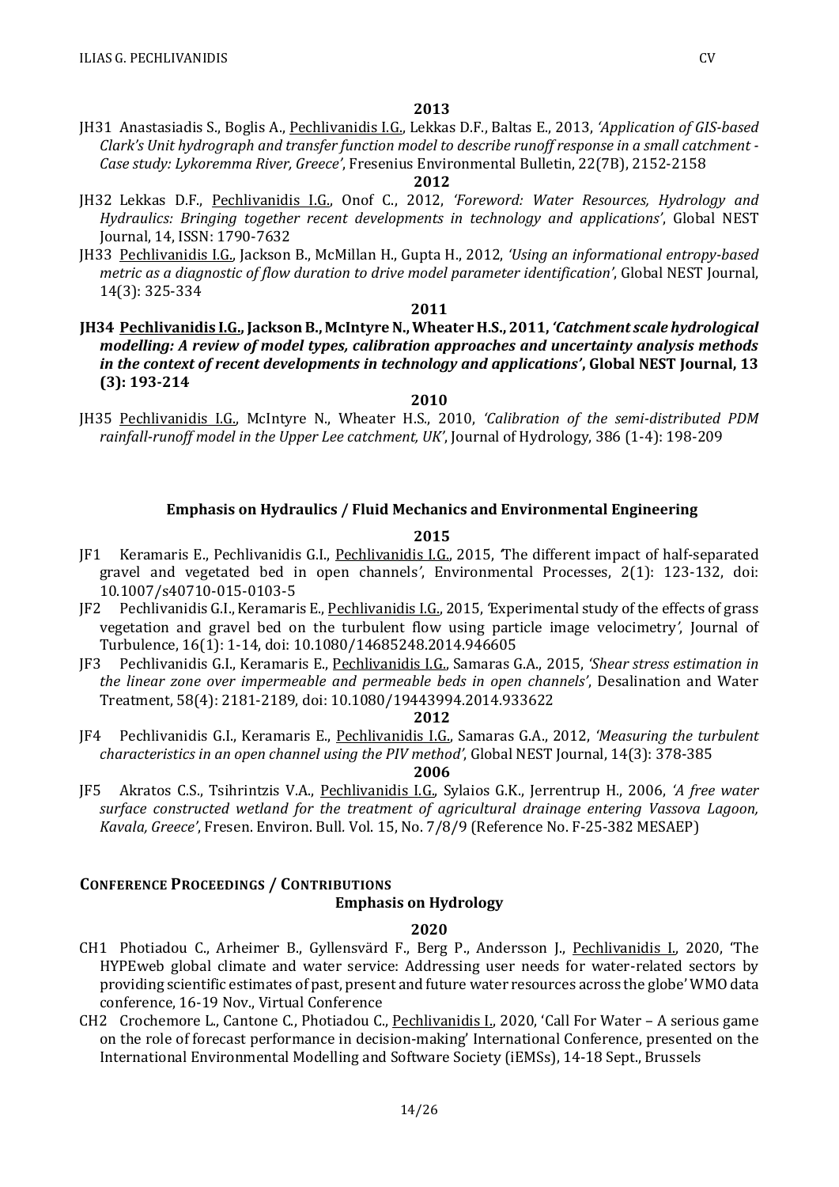**2013**

JH31 Anastasiadis S., Boglis A., Pechlivanidis I.G., Lekkas D.F., Baltas E., 2013, *'Application of GIS-based Clark's Unit hydrograph and transfer function model to describe runoff response in a small catchment - Case study: Lykoremma River, Greece'*, Fresenius Environmental Bulletin, 22(7B), 2152-2158

**2012**

JH32 Lekkas D.F., Pechlivanidis I.G., Onof C., 2012, *'Foreword: Water Resources, Hydrology and Hydraulics: Bringing together recent developments in technology and applications'*, Global NEST Journal, 14, ISSN: 1790-7632

JH33 Pechlivanidis I.G., Jackson B., McMillan H., Gupta H., 2012, *'Using an informational entropy-based metric as a diagnostic of flow duration to drive model parameter identification'*, Global NEST Journal, 14(3): 325-334

**2011**

**JH34 Pechlivanidis I.G., Jackson B., McIntyre N., Wheater H.S., 2011, *'Catchment scale hydrological modelling: A review of model types, calibration approaches and uncertainty analysis methods in the context of recent developments in technology and applications'*, Global NEST Journal, 13 (3): 193-214**

**2010**

JH35 Pechlivanidis I.G., McIntyre N., Wheater H.S., 2010, *'Calibration of the semi-distributed PDM rainfall-runoff model in the Upper Lee catchment, UK'*, Journal of Hydrology, 386 (1-4): 198-209

### Emphasis on Hydraulics / Fluid Mechanics and Environmental Engineering

**2015**

JF1 Keramaris E., Pechlivanidis G.I., Pechlivanidis I.G., 2015, 'The different impact of half-separated gravel and vegetated bed in open channels', Environmental Processes, 2(1): 123-132, doi: 10.1007/s40710-015-0103-5

JF2 Pechlivanidis G.I., Keramaris E., Pechlivanidis I.G., 2015, 'Experimental study of the effects of grass vegetation and gravel bed on the turbulent flow using particle image velocimetry', Journal of Turbulence, 16(1): 1-14, doi: 10.1080/14685248.2014.946605

JF3 Pechlivanidis G.I., Keramaris E., Pechlivanidis I.G., Samaras G.A., 2015, *'Shear stress estimation in the linear zone over impermeable and permeable beds in open channels'*, Desalination and Water Treatment, 58(4): 2181-2189, doi: 10.1080/19443994.2014.933622

**2012**

JF4 Pechlivanidis G.I., Keramaris E., Pechlivanidis I.G., Samaras G.A., 2012, *'Measuring the turbulent characteristics in an open channel using the PIV method'*, Global NEST Journal, 14(3): 378-385

**2006**

JF5 Akratos C.S., Tsihrintzis V.A., Pechlivanidis I.G., Sylaios G.K., Jerrentrup H., 2006, *'A free water surface constructed wetland for the treatment of agricultural drainage entering Vassova Lagoon, Kavala, Greece'*, Fresen. Environ. Bull. Vol. 15, No. 7/8/9 (Reference No. F-25-382 MESAEP)

## Conference Proceedings / Contributions

### Emphasis on Hydrology

**2020**

CH1 Photiadou C., Arheimer B., Gyllensvärd F., Berg P., Andersson J., Pechlivanidis I., 2020, 'The HYPEweb global climate and water service: Addressing user needs for water-related sectors by providing scientific estimates of past, present and future water resources across the globe' WMO data conference, 16-19 Nov., Virtual Conference

CH2 Crochemore L., Cantone C., Photiadou C., Pechlivanidis I., 2020, 'Call For Water – A serious game on the role of forecast performance in decision-making' International Conference, presented on the International Environmental Modelling and Software Society (iEMSs), 14-18 Sept., Brussels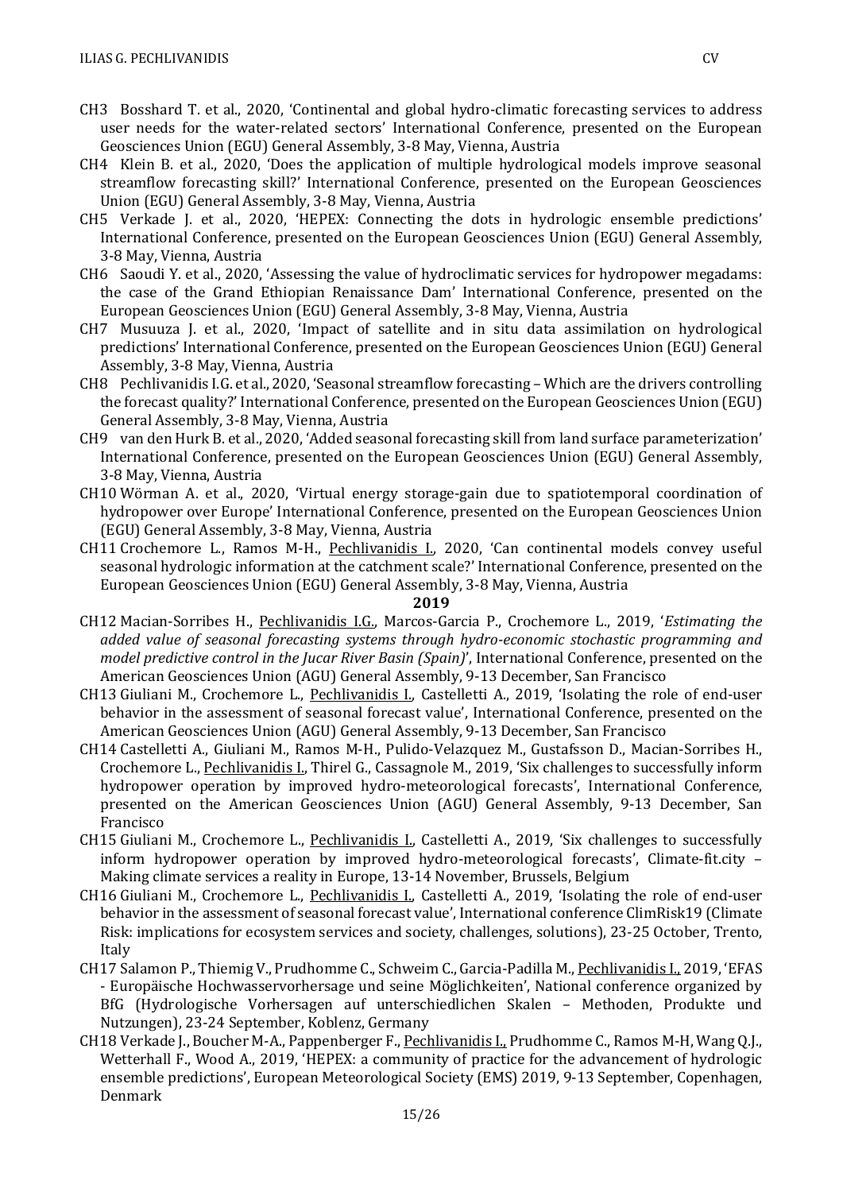CH3 Bosshard T. et al., 2020, 'Continental and global hydro-climatic forecasting services to address user needs for the water-related sectors' International Conference, presented on the European Geosciences Union (EGU) General Assembly, 3-8 May, Vienna, Austria

CH4 Klein B. et al., 2020, 'Does the application of multiple hydrological models improve seasonal streamflow forecasting skill?' International Conference, presented on the European Geosciences Union (EGU) General Assembly, 3-8 May, Vienna, Austria

CH5 Verkade J. et al., 2020, 'HEPEX: Connecting the dots in hydrologic ensemble predictions' International Conference, presented on the European Geosciences Union (EGU) General Assembly, 3-8 May, Vienna, Austria

CH6 Saoudi Y. et al., 2020, 'Assessing the value of hydroclimatic services for hydropower megadams: the case of the Grand Ethiopian Renaissance Dam' International Conference, presented on the European Geosciences Union (EGU) General Assembly, 3-8 May, Vienna, Austria

CH7 Musuuza J. et al., 2020, 'Impact of satellite and in situ data assimilation on hydrological predictions' International Conference, presented on the European Geosciences Union (EGU) General Assembly, 3-8 May, Vienna, Austria

CH8 Pechlivanidis I.G. et al., 2020, 'Seasonal streamflow forecasting – Which are the drivers controlling the forecast quality?' International Conference, presented on the European Geosciences Union (EGU) General Assembly, 3-8 May, Vienna, Austria

CH9 van den Hurk B. et al., 2020, 'Added seasonal forecasting skill from land surface parameterization' International Conference, presented on the European Geosciences Union (EGU) General Assembly, 3-8 May, Vienna, Austria

CH10 Wörman A. et al., 2020, 'Virtual energy storage-gain due to spatiotemporal coordination of hydropower over Europe' International Conference, presented on the European Geosciences Union (EGU) General Assembly, 3-8 May, Vienna, Austria

CH11 Crochemore L., Ramos M-H., Pechlivanidis I., 2020, 'Can continental models convey useful seasonal hydrologic information at the catchment scale?' International Conference, presented on the European Geosciences Union (EGU) General Assembly, 3-8 May, Vienna, Austria

**2019**

CH12 Macian-Sorribes H., Pechlivanidis I.G., Marcos-Garcia P., Crochemore L., 2019, '*Estimating the added value of seasonal forecasting systems through hydro-economic stochastic programming and model predictive control in the Jucar River Basin (Spain)*', International Conference, presented on the American Geosciences Union (AGU) General Assembly, 9-13 December, San Francisco

CH13 Giuliani M., Crochemore L., Pechlivanidis I., Castelletti A., 2019, 'Isolating the role of end-user behavior in the assessment of seasonal forecast value', International Conference, presented on the American Geosciences Union (AGU) General Assembly, 9-13 December, San Francisco

CH14 Castelletti A., Giuliani M., Ramos M-H., Pulido-Velazquez M., Gustafsson D., Macian-Sorribes H., Crochemore L., Pechlivanidis I., Thirel G., Cassagnole M., 2019, 'Six challenges to successfully inform hydropower operation by improved hydro-meteorological forecasts', International Conference, presented on the American Geosciences Union (AGU) General Assembly, 9-13 December, San Francisco

CH15 Giuliani M., Crochemore L., Pechlivanidis I., Castelletti A., 2019, 'Six challenges to successfully inform hydropower operation by improved hydro-meteorological forecasts', Climate-fit.city – Making climate services a reality in Europe, 13-14 November, Brussels, Belgium

CH16 Giuliani M., Crochemore L., Pechlivanidis I., Castelletti A., 2019, 'Isolating the role of end-user behavior in the assessment of seasonal forecast value', International conference ClimRisk19 (Climate Risk: implications for ecosystem services and society, challenges, solutions), 23-25 October, Trento, Italy

CH17 Salamon P., Thiemig V., Prudhomme C., Schweim C., Garcia-Padilla M., Pechlivanidis I., 2019, 'EFAS - Europäische Hochwasservorhersage und seine Möglichkeiten', National conference organized by BfG (Hydrologische Vorhersagen auf unterschiedlichen Skalen – Methoden, Produkte und Nutzungen), 23-24 September, Koblenz, Germany

CH18 Verkade J., Boucher M-A., Pappenberger F., Pechlivanidis I., Prudhomme C., Ramos M-H, Wang Q.J., Wetterhall F., Wood A., 2019, 'HEPEX: a community of practice for the advancement of hydrologic ensemble predictions', European Meteorological Society (EMS) 2019, 9-13 September, Copenhagen, Denmark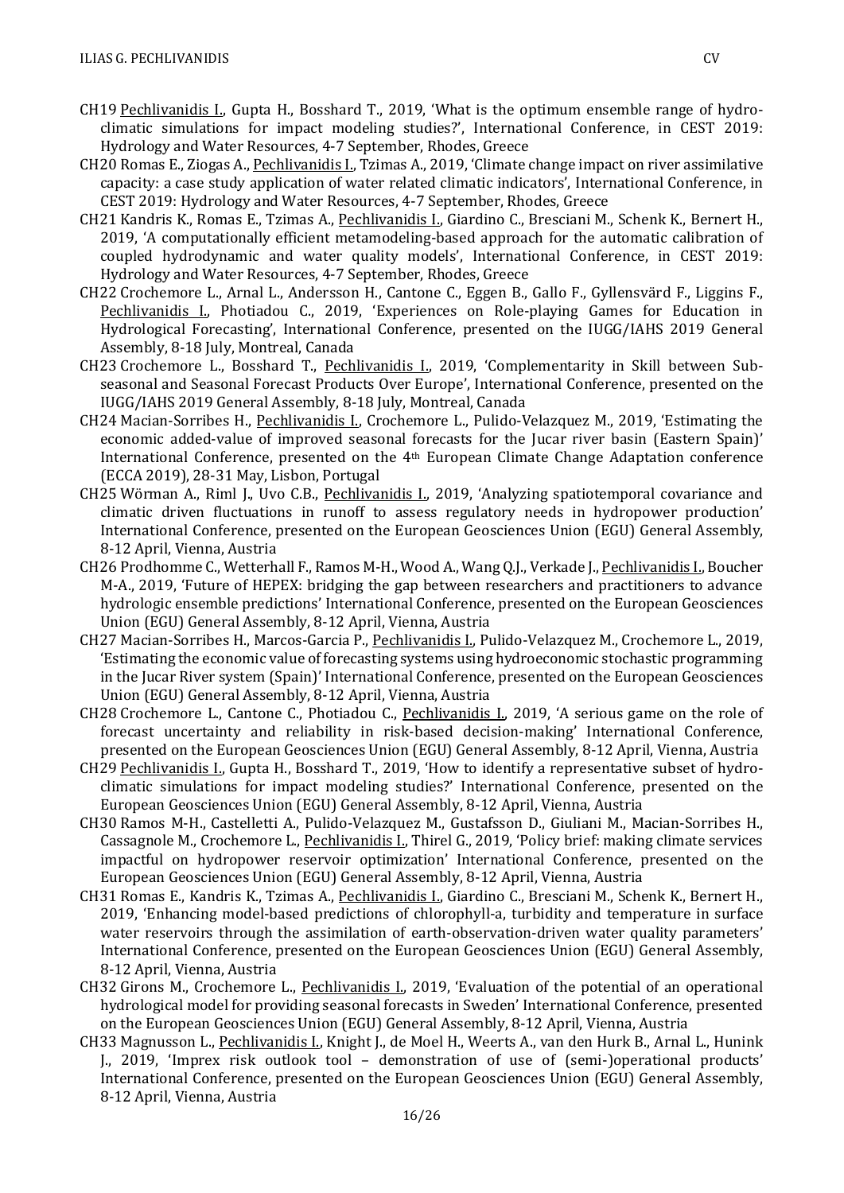- CH19 Pechlivanidis I., Gupta H., Bosshard T., 2019, 'What is the optimum ensemble range of hydro-climatic simulations for impact modeling studies?', International Conference, in CEST 2019: Hydrology and Water Resources, 4-7 September, Rhodes, Greece
- CH20 Romas E., Ziogas A., Pechlivanidis I., Tzimas A., 2019, 'Climate change impact on river assimilative capacity: a case study application of water related climatic indicators', International Conference, in CEST 2019: Hydrology and Water Resources, 4-7 September, Rhodes, Greece
- CH21 Kandris K., Romas E., Tzimas A., Pechlivanidis I., Giardino C., Bresciani M., Schenk K., Bernert H., 2019, 'A computationally efficient metamodeling-based approach for the automatic calibration of coupled hydrodynamic and water quality models', International Conference, in CEST 2019: Hydrology and Water Resources, 4-7 September, Rhodes, Greece
- CH22 Crochemore L., Arnal L., Andersson H., Cantone C., Eggen B., Gallo F., Gyllensvärd F., Liggins F., Pechlivanidis I., Photiadou C., 2019, 'Experiences on Role-playing Games for Education in Hydrological Forecasting', International Conference, presented on the IUGG/IAHS 2019 General Assembly, 8-18 July, Montreal, Canada
- CH23 Crochemore L., Bosshard T., Pechlivanidis I., 2019, 'Complementarity in Skill between Sub-seasonal and Seasonal Forecast Products Over Europe', International Conference, presented on the IUGG/IAHS 2019 General Assembly, 8-18 July, Montreal, Canada
- CH24 Macian-Sorribes H., Pechlivanidis I., Crochemore L., Pulido-Velazquez M., 2019, 'Estimating the economic added-value of improved seasonal forecasts for the Jucar river basin (Eastern Spain)' International Conference, presented on the 4th European Climate Change Adaptation conference (ECCA 2019), 28-31 May, Lisbon, Portugal
- CH25 Wörman A., Riml J., Uvo C.B., Pechlivanidis I., 2019, 'Analyzing spatiotemporal covariance and climatic driven fluctuations in runoff to assess regulatory needs in hydropower production' International Conference, presented on the European Geosciences Union (EGU) General Assembly, 8-12 April, Vienna, Austria
- CH26 Prodhomme C., Wetterhall F., Ramos M-H., Wood A., Wang Q.J., Verkade J., Pechlivanidis I., Boucher M-A., 2019, 'Future of HEPEX: bridging the gap between researchers and practitioners to advance hydrologic ensemble predictions' International Conference, presented on the European Geosciences Union (EGU) General Assembly, 8-12 April, Vienna, Austria
- CH27 Macian-Sorribes H., Marcos-Garcia P., Pechlivanidis I., Pulido-Velazquez M., Crochemore L., 2019, 'Estimating the economic value of forecasting systems using hydroeconomic stochastic programming in the Jucar River system (Spain)' International Conference, presented on the European Geosciences Union (EGU) General Assembly, 8-12 April, Vienna, Austria
- CH28 Crochemore L., Cantone C., Photiadou C., Pechlivanidis I., 2019, 'A serious game on the role of forecast uncertainty and reliability in risk-based decision-making' International Conference, presented on the European Geosciences Union (EGU) General Assembly, 8-12 April, Vienna, Austria
- CH29 Pechlivanidis I., Gupta H., Bosshard T., 2019, 'How to identify a representative subset of hydro-climatic simulations for impact modeling studies?' International Conference, presented on the European Geosciences Union (EGU) General Assembly, 8-12 April, Vienna, Austria
- CH30 Ramos M-H., Castelletti A., Pulido-Velazquez M., Gustafsson D., Giuliani M., Macian-Sorribes H., Cassagnole M., Crochemore L., Pechlivanidis I., Thirel G., 2019, 'Policy brief: making climate services impactful on hydropower reservoir optimization' International Conference, presented on the European Geosciences Union (EGU) General Assembly, 8-12 April, Vienna, Austria
- CH31 Romas E., Kandris K., Tzimas A., Pechlivanidis I., Giardino C., Bresciani M., Schenk K., Bernert H., 2019, 'Enhancing model-based predictions of chlorophyll-a, turbidity and temperature in surface water reservoirs through the assimilation of earth-observation-driven water quality parameters' International Conference, presented on the European Geosciences Union (EGU) General Assembly, 8-12 April, Vienna, Austria
- CH32 Girons M., Crochemore L., Pechlivanidis I., 2019, 'Evaluation of the potential of an operational hydrological model for providing seasonal forecasts in Sweden' International Conference, presented on the European Geosciences Union (EGU) General Assembly, 8-12 April, Vienna, Austria
- CH33 Magnusson L., Pechlivanidis I., Knight J., de Moel H., Weerts A., van den Hurk B., Arnal L., Hunink J., 2019, 'Imprex risk outlook tool – demonstration of use of (semi-)operational products' International Conference, presented on the European Geosciences Union (EGU) General Assembly, 8-12 April, Vienna, Austria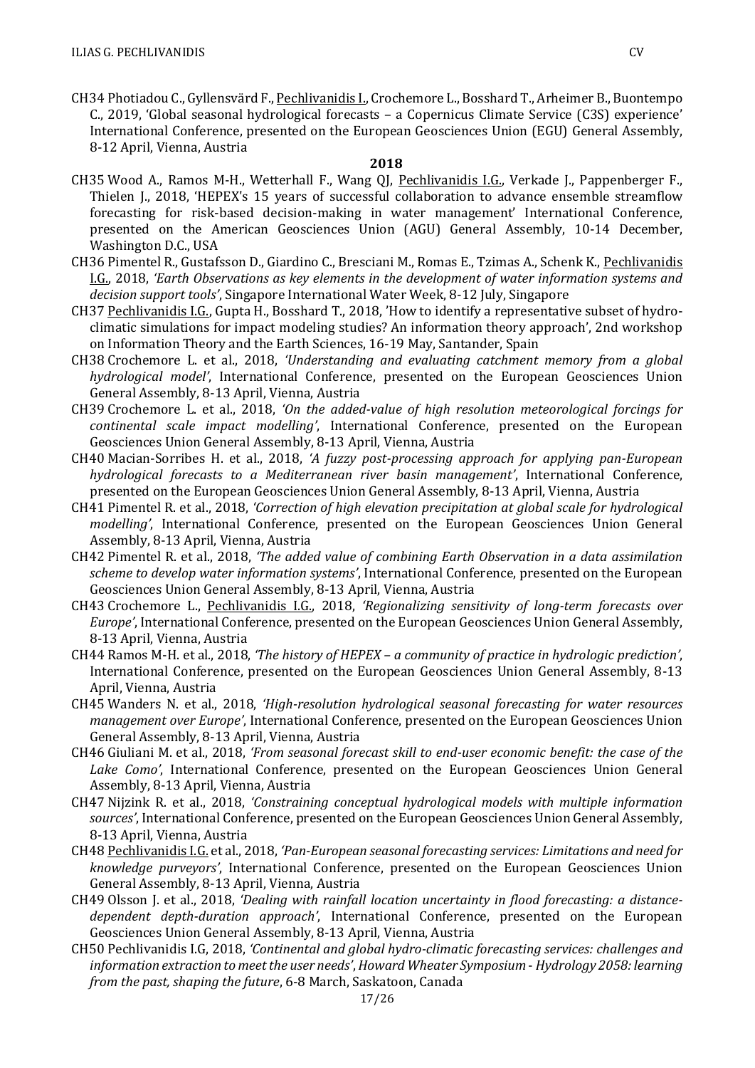CH34 Photiadou C., Gyllensvärd F., Pechlivanidis I., Crochemore L., Bosshard T., Arheimer B., Buontempo C., 2019, 'Global seasonal hydrological forecasts – a Copernicus Climate Service (C3S) experience' International Conference, presented on the European Geosciences Union (EGU) General Assembly, 8-12 April, Vienna, Austria

**2018**

CH35 Wood A., Ramos M-H., Wetterhall F., Wang QJ, Pechlivanidis I.G., Verkade J., Pappenberger F., Thielen J., 2018, 'HEPEX's 15 years of successful collaboration to advance ensemble streamflow forecasting for risk-based decision-making in water management' International Conference, presented on the American Geosciences Union (AGU) General Assembly, 10-14 December, Washington D.C., USA

CH36 Pimentel R., Gustafsson D., Giardino C., Bresciani M., Romas E., Tzimas A., Schenk K., Pechlivanidis I.G., 2018, *'Earth Observations as key elements in the development of water information systems and decision support tools'*, Singapore International Water Week, 8-12 July, Singapore

CH37 Pechlivanidis I.G., Gupta H., Bosshard T., 2018, 'How to identify a representative subset of hydro-climatic simulations for impact modeling studies? An information theory approach', 2nd workshop on Information Theory and the Earth Sciences, 16-19 May, Santander, Spain

CH38 Crochemore L. et al., 2018, *'Understanding and evaluating catchment memory from a global hydrological model'*, International Conference, presented on the European Geosciences Union General Assembly, 8-13 April, Vienna, Austria

CH39 Crochemore L. et al., 2018, *'On the added-value of high resolution meteorological forcings for continental scale impact modelling'*, International Conference, presented on the European Geosciences Union General Assembly, 8-13 April, Vienna, Austria

CH40 Macian-Sorribes H. et al., 2018, *'A fuzzy post-processing approach for applying pan-European hydrological forecasts to a Mediterranean river basin management'*, International Conference, presented on the European Geosciences Union General Assembly, 8-13 April, Vienna, Austria

CH41 Pimentel R. et al., 2018, *'Correction of high elevation precipitation at global scale for hydrological modelling'*, International Conference, presented on the European Geosciences Union General Assembly, 8-13 April, Vienna, Austria

CH42 Pimentel R. et al., 2018, *'The added value of combining Earth Observation in a data assimilation scheme to develop water information systems'*, International Conference, presented on the European Geosciences Union General Assembly, 8-13 April, Vienna, Austria

CH43 Crochemore L., Pechlivanidis I.G., 2018, *'Regionalizing sensitivity of long-term forecasts over Europe'*, International Conference, presented on the European Geosciences Union General Assembly, 8-13 April, Vienna, Austria

CH44 Ramos M-H. et al., 2018, *'The history of HEPEX – a community of practice in hydrologic prediction'*, International Conference, presented on the European Geosciences Union General Assembly, 8-13 April, Vienna, Austria

CH45 Wanders N. et al., 2018, *'High-resolution hydrological seasonal forecasting for water resources management over Europe'*, International Conference, presented on the European Geosciences Union General Assembly, 8-13 April, Vienna, Austria

CH46 Giuliani M. et al., 2018, *'From seasonal forecast skill to end-user economic benefit: the case of the Lake Como'*, International Conference, presented on the European Geosciences Union General Assembly, 8-13 April, Vienna, Austria

CH47 Nijzink R. et al., 2018, *'Constraining conceptual hydrological models with multiple information sources'*, International Conference, presented on the European Geosciences Union General Assembly, 8-13 April, Vienna, Austria

CH48 Pechlivanidis I.G. et al., 2018, *'Pan-European seasonal forecasting services: Limitations and need for knowledge purveyors'*, International Conference, presented on the European Geosciences Union General Assembly, 8-13 April, Vienna, Austria

CH49 Olsson J. et al., 2018, *'Dealing with rainfall location uncertainty in flood forecasting: a distance-dependent depth-duration approach'*, International Conference, presented on the European Geosciences Union General Assembly, 8-13 April, Vienna, Austria

CH50 Pechlivanidis I.G, 2018, *'Continental and global hydro-climatic forecasting services: challenges and information extraction to meet the user needs'*, *Howard Wheater Symposium - Hydrology 2058: learning from the past, shaping the future*, 6-8 March, Saskatoon, Canada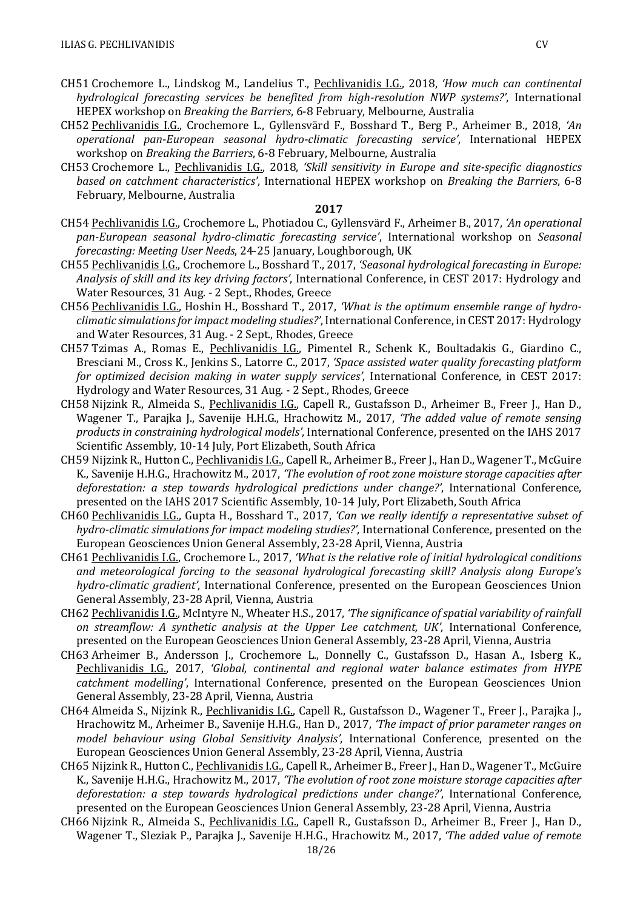CH51 Crochemore L., Lindskog M., Landelius T., Pechlivanidis I.G., 2018, *'How much can continental hydrological forecasting services be benefited from high-resolution NWP systems?'*, International HEPEX workshop on *Breaking the Barriers*, 6-8 February, Melbourne, Australia

CH52 Pechlivanidis I.G., Crochemore L., Gyllensvärd F., Bosshard T., Berg P., Arheimer B., 2018, *'An operational pan-European seasonal hydro-climatic forecasting service'*, International HEPEX workshop on *Breaking the Barriers*, 6-8 February, Melbourne, Australia

CH53 Crochemore L., Pechlivanidis I.G., 2018, *'Skill sensitivity in Europe and site-specific diagnostics based on catchment characteristics'*, International HEPEX workshop on *Breaking the Barriers*, 6-8 February, Melbourne, Australia

**2017**

CH54 Pechlivanidis I.G., Crochemore L., Photiadou C., Gyllensvärd F., Arheimer B., 2017, *'An operational pan-European seasonal hydro-climatic forecasting service'*, International workshop on *Seasonal forecasting: Meeting User Needs*, 24-25 January, Loughborough, UK

CH55 Pechlivanidis I.G., Crochemore L., Bosshard T., 2017, *'Seasonal hydrological forecasting in Europe: Analysis of skill and its key driving factors'*, International Conference, in CEST 2017: Hydrology and Water Resources, 31 Aug. - 2 Sept., Rhodes, Greece

CH56 Pechlivanidis I.G., Hoshin H., Bosshard T., 2017, *'What is the optimum ensemble range of hydro-climatic simulations for impact modeling studies?'*, International Conference, in CEST 2017: Hydrology and Water Resources, 31 Aug. - 2 Sept., Rhodes, Greece

CH57 Tzimas A., Romas E., Pechlivanidis I.G., Pimentel R., Schenk K., Boultadakis G., Giardino C., Bresciani M., Cross K., Jenkins S., Latorre C., 2017, *'Space assisted water quality forecasting platform for optimized decision making in water supply services'*, International Conference, in CEST 2017: Hydrology and Water Resources, 31 Aug. - 2 Sept., Rhodes, Greece

CH58 Nijzink R., Almeida S., Pechlivanidis I.G., Capell R., Gustafsson D., Arheimer B., Freer J., Han D., Wagener T., Parajka J., Savenije H.H.G., Hrachowitz M., 2017, *'The added value of remote sensing products in constraining hydrological models'*, International Conference, presented on the IAHS 2017 Scientific Assembly, 10-14 July, Port Elizabeth, South Africa

CH59 Nijzink R., Hutton C., Pechlivanidis I.G., Capell R., Arheimer B., Freer J., Han D., Wagener T., McGuire K., Savenije H.H.G., Hrachowitz M., 2017, *'The evolution of root zone moisture storage capacities after deforestation: a step towards hydrological predictions under change?'*, International Conference, presented on the IAHS 2017 Scientific Assembly, 10-14 July, Port Elizabeth, South Africa

CH60 Pechlivanidis I.G., Gupta H., Bosshard T., 2017, *'Can we really identify a representative subset of hydro-climatic simulations for impact modeling studies?'*, International Conference, presented on the European Geosciences Union General Assembly, 23-28 April, Vienna, Austria

CH61 Pechlivanidis I.G., Crochemore L., 2017, *'What is the relative role of initial hydrological conditions and meteorological forcing to the seasonal hydrological forecasting skill? Analysis along Europe's hydro-climatic gradient'*, International Conference, presented on the European Geosciences Union General Assembly, 23-28 April, Vienna, Austria

CH62 Pechlivanidis I.G., McIntyre N., Wheater H.S., 2017, *'The significance of spatial variability of rainfall on streamflow: A synthetic analysis at the Upper Lee catchment, UK'*, International Conference, presented on the European Geosciences Union General Assembly, 23-28 April, Vienna, Austria

CH63 Arheimer B., Andersson J., Crochemore L., Donnelly C., Gustafsson D., Hasan A., Isberg K., Pechlivanidis I.G., 2017, *'Global, continental and regional water balance estimates from HYPE catchment modelling'*, International Conference, presented on the European Geosciences Union General Assembly, 23-28 April, Vienna, Austria

CH64 Almeida S., Nijzink R., Pechlivanidis I.G., Capell R., Gustafsson D., Wagener T., Freer J., Parajka J., Hrachowitz M., Arheimer B., Savenije H.H.G., Han D., 2017, *'The impact of prior parameter ranges on model behaviour using Global Sensitivity Analysis'*, International Conference, presented on the European Geosciences Union General Assembly, 23-28 April, Vienna, Austria

CH65 Nijzink R., Hutton C., Pechlivanidis I.G., Capell R., Arheimer B., Freer J., Han D., Wagener T., McGuire K., Savenije H.H.G., Hrachowitz M., 2017, *'The evolution of root zone moisture storage capacities after deforestation: a step towards hydrological predictions under change?'*, International Conference, presented on the European Geosciences Union General Assembly, 23-28 April, Vienna, Austria

CH66 Nijzink R., Almeida S., Pechlivanidis I.G., Capell R., Gustafsson D., Arheimer B., Freer J., Han D., Wagener T., Sleziak P., Parajka J., Savenije H.H.G., Hrachowitz M., 2017, *'The added value of remote*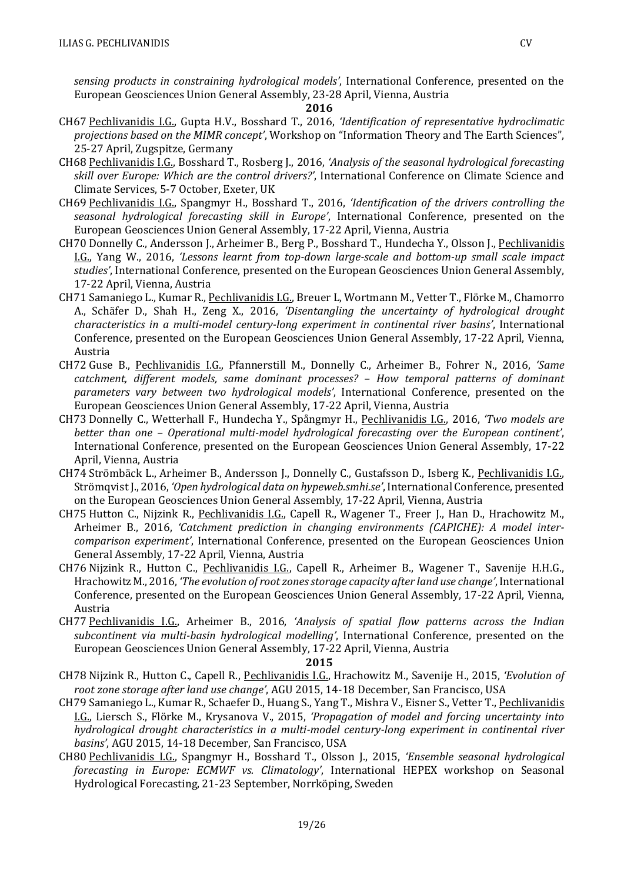*sensing products in constraining hydrological models'*, International Conference, presented on the European Geosciences Union General Assembly, 23-28 April, Vienna, Austria

**2016**

CH67 <u>Pechlivanidis I.G.</u>, Gupta H.V., Bosshard T., 2016, *'Identification of representative hydroclimatic projections based on the MIMR concept'*, Workshop on "Information Theory and The Earth Sciences", 25-27 April, Zugspitze, Germany

CH68 <u>Pechlivanidis I.G.</u>, Bosshard T., Rosberg J., 2016, *'Analysis of the seasonal hydrological forecasting skill over Europe: Which are the control drivers?'*, International Conference on Climate Science and Climate Services, 5-7 October, Exeter, UK

CH69 <u>Pechlivanidis I.G.</u>, Spangmyr H., Bosshard T., 2016, *'Identification of the drivers controlling the seasonal hydrological forecasting skill in Europe'*, International Conference, presented on the European Geosciences Union General Assembly, 17-22 April, Vienna, Austria

CH70 Donnelly C., Andersson J., Arheimer B., Berg P., Bosshard T., Hundecha Y., Olsson J., <u>Pechlivanidis I.G.</u>, Yang W., 2016, *'Lessons learnt from top-down large-scale and bottom-up small scale impact studies'*, International Conference, presented on the European Geosciences Union General Assembly, 17-22 April, Vienna, Austria

CH71 Samaniego L., Kumar R., <u>Pechlivanidis I.G.</u>, Breuer L, Wortmann M., Vetter T., Flörke M., Chamorro A., Schäfer D., Shah H., Zeng X., 2016, *'Disentangling the uncertainty of hydrological drought characteristics in a multi-model century-long experiment in continental river basins'*, International Conference, presented on the European Geosciences Union General Assembly, 17-22 April, Vienna, Austria

CH72 Guse B., <u>Pechlivanidis I.G.</u>, Pfannerstill M., Donnelly C., Arheimer B., Fohrer N., 2016, *'Same catchment, different models, same dominant processes? – How temporal patterns of dominant parameters vary between two hydrological models'*, International Conference, presented on the European Geosciences Union General Assembly, 17-22 April, Vienna, Austria

CH73 Donnelly C., Wetterhall F., Hundecha Y., Spångmyr H., <u>Pechlivanidis I.G.</u>, 2016, *'Two models are better than one – Operational multi-model hydrological forecasting over the European continent'*, International Conference, presented on the European Geosciences Union General Assembly, 17-22 April, Vienna, Austria

CH74 Strömbäck L., Arheimer B., Andersson J., Donnelly C., Gustafsson D., Isberg K., <u>Pechlivanidis I.G.</u>, Strömqvist J., 2016, *'Open hydrological data on hypeweb.smhi.se'*, International Conference, presented on the European Geosciences Union General Assembly, 17-22 April, Vienna, Austria

CH75 Hutton C., Nijzink R., <u>Pechlivanidis I.G.</u>, Capell R., Wagener T., Freer J., Han D., Hrachowitz M., Arheimer B., 2016, *'Catchment prediction in changing environments (CAPICHE): A model inter-comparison experiment'*, International Conference, presented on the European Geosciences Union General Assembly, 17-22 April, Vienna, Austria

CH76 Nijzink R., Hutton C., <u>Pechlivanidis I.G.</u>, Capell R., Arheimer B., Wagener T., Savenije H.H.G., Hrachowitz M., 2016, *'The evolution of root zones storage capacity after land use change'*, International Conference, presented on the European Geosciences Union General Assembly, 17-22 April, Vienna, Austria

CH77 <u>Pechlivanidis I.G.</u>, Arheimer B., 2016, *'Analysis of spatial flow patterns across the Indian subcontinent via multi-basin hydrological modelling'*, International Conference, presented on the European Geosciences Union General Assembly, 17-22 April, Vienna, Austria

**2015**

CH78 Nijzink R., Hutton C., Capell R., <u>Pechlivanidis I.G.</u>, Hrachowitz M., Savenije H., 2015, *'Evolution of root zone storage after land use change'*, AGU 2015, 14-18 December, San Francisco, USA

CH79 Samaniego L., Kumar R., Schaefer D., Huang S., Yang T., Mishra V., Eisner S., Vetter T., <u>Pechlivanidis I.G.</u>, Liersch S., Flörke M., Krysanova V., 2015, *'Propagation of model and forcing uncertainty into hydrological drought characteristics in a multi-model century-long experiment in continental river basins'*, AGU 2015, 14-18 December, San Francisco, USA

CH80 <u>Pechlivanidis I.G.</u>, Spangmyr H., Bosshard T., Olsson J., 2015, *'Ensemble seasonal hydrological forecasting in Europe: ECMWF vs. Climatology'*, International HEPEX workshop on Seasonal Hydrological Forecasting, 21-23 September, Norrköping, Sweden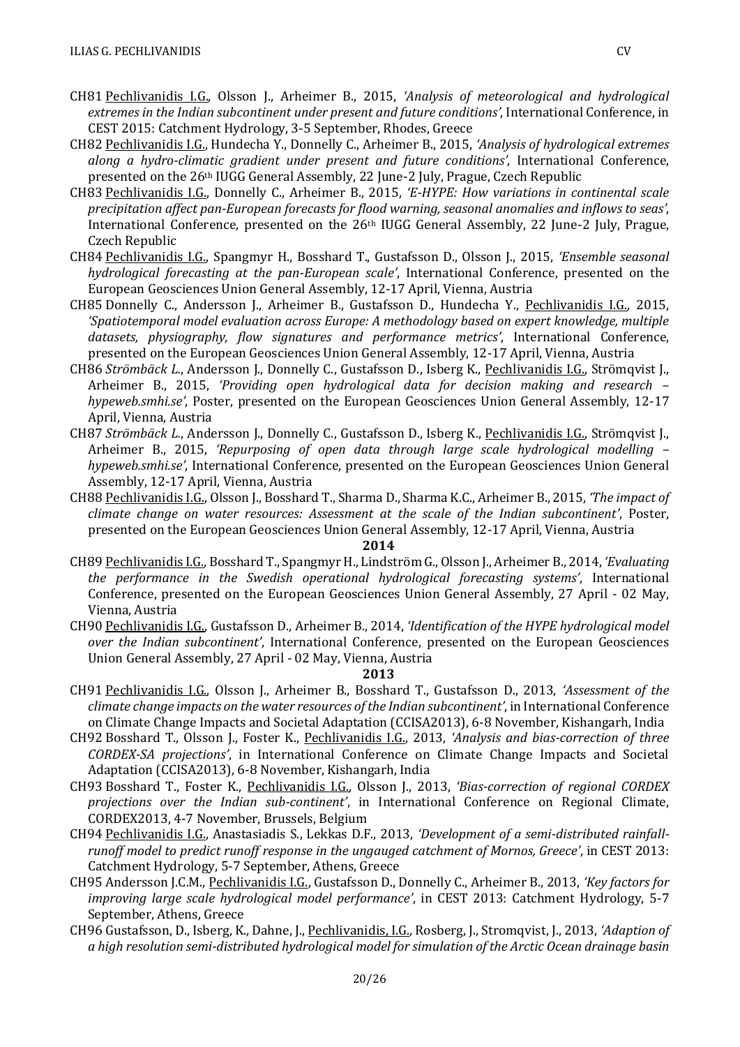CH81 Pechlivanidis I.G., Olsson J., Arheimer B., 2015, *'Analysis of meteorological and hydrological extremes in the Indian subcontinent under present and future conditions'*, International Conference, in CEST 2015: Catchment Hydrology, 3-5 September, Rhodes, Greece

CH82 Pechlivanidis I.G., Hundecha Y., Donnelly C., Arheimer B., 2015, *'Analysis of hydrological extremes along a hydro-climatic gradient under present and future conditions'*, International Conference, presented on the 26th IUGG General Assembly, 22 June-2 July, Prague, Czech Republic

CH83 Pechlivanidis I.G., Donnelly C., Arheimer B., 2015, *'E-HYPE: How variations in continental scale precipitation affect pan-European forecasts for flood warning, seasonal anomalies and inflows to seas'*, International Conference, presented on the 26th IUGG General Assembly, 22 June-2 July, Prague, Czech Republic

CH84 Pechlivanidis I.G., Spangmyr H., Bosshard T., Gustafsson D., Olsson J., 2015, *'Ensemble seasonal hydrological forecasting at the pan-European scale'*, International Conference, presented on the European Geosciences Union General Assembly, 12-17 April, Vienna, Austria

CH85 Donnelly C., Andersson J., Arheimer B., Gustafsson D., Hundecha Y., Pechlivanidis I.G., 2015, *'Spatiotemporal model evaluation across Europe: A methodology based on expert knowledge, multiple datasets, physiography, flow signatures and performance metrics'*, International Conference, presented on the European Geosciences Union General Assembly, 12-17 April, Vienna, Austria

CH86 *Strömbäck L.*, Andersson J., Donnelly C., Gustafsson D., Isberg K., Pechlivanidis I.G., Strömqvist J., Arheimer B., 2015, *'Providing open hydrological data for decision making and research – hypeweb.smhi.se'*, Poster, presented on the European Geosciences Union General Assembly, 12-17 April, Vienna, Austria

CH87 *Strömbäck L.*, Andersson J., Donnelly C., Gustafsson D., Isberg K., Pechlivanidis I.G., Strömqvist J., Arheimer B., 2015, *'Repurposing of open data through large scale hydrological modelling – hypeweb.smhi.se'*, International Conference, presented on the European Geosciences Union General Assembly, 12-17 April, Vienna, Austria

CH88 Pechlivanidis I.G., Olsson J., Bosshard T., Sharma D., Sharma K.C., Arheimer B., 2015, *'The impact of climate change on water resources: Assessment at the scale of the Indian subcontinent'*, Poster, presented on the European Geosciences Union General Assembly, 12-17 April, Vienna, Austria

**2014**

CH89 Pechlivanidis I.G., Bosshard T., Spangmyr H., Lindström G., Olsson J., Arheimer B., 2014, *'Evaluating the performance in the Swedish operational hydrological forecasting systems'*, International Conference, presented on the European Geosciences Union General Assembly, 27 April - 02 May, Vienna, Austria

CH90 Pechlivanidis I.G., Gustafsson D., Arheimer B., 2014, *'Identification of the HYPE hydrological model over the Indian subcontinent'*, International Conference, presented on the European Geosciences Union General Assembly, 27 April - 02 May, Vienna, Austria

**2013**

CH91 Pechlivanidis I.G., Olsson J., Arheimer B., Bosshard T., Gustafsson D., 2013, *'Assessment of the climate change impacts on the water resources of the Indian subcontinent'*, in International Conference on Climate Change Impacts and Societal Adaptation (CCISA2013), 6-8 November, Kishangarh, India

CH92 Bosshard T., Olsson J., Foster K., Pechlivanidis I.G., 2013, *'Analysis and bias-correction of three CORDEX-SA projections'*, in International Conference on Climate Change Impacts and Societal Adaptation (CCISA2013), 6-8 November, Kishangarh, India

CH93 Bosshard T., Foster K., Pechlivanidis I.G., Olsson J., 2013, *'Bias-correction of regional CORDEX projections over the Indian sub-continent'*, in International Conference on Regional Climate, CORDEX2013, 4-7 November, Brussels, Belgium

CH94 Pechlivanidis I.G., Anastasiadis S., Lekkas D.F., 2013, *'Development of a semi-distributed rainfall-runoff model to predict runoff response in the ungauged catchment of Mornos, Greece'*, in CEST 2013: Catchment Hydrology, 5-7 September, Athens, Greece

CH95 Andersson J.C.M., Pechlivanidis I.G., Gustafsson D., Donnelly C., Arheimer B., 2013, *'Key factors for improving large scale hydrological model performance'*, in CEST 2013: Catchment Hydrology, 5-7 September, Athens, Greece

CH96 Gustafsson, D., Isberg, K., Dahne, J., Pechlivanidis, I.G., Rosberg, J., Stromqvist, J., 2013, *'Adaption of a high resolution semi-distributed hydrological model for simulation of the Arctic Ocean drainage basin*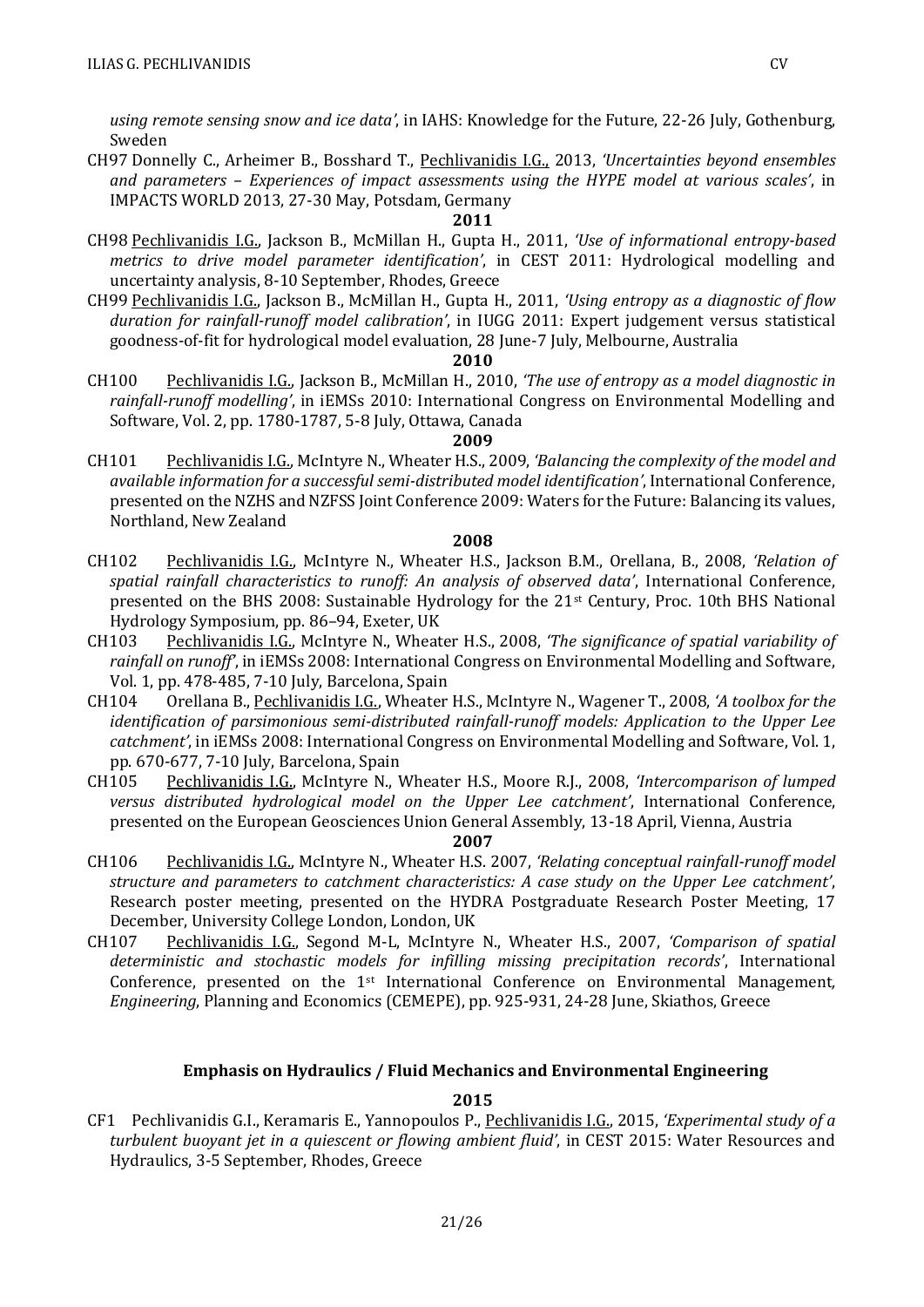*using remote sensing snow and ice data'*, in IAHS: Knowledge for the Future, 22-26 July, Gothenburg, Sweden

CH97 Donnelly C., Arheimer B., Bosshard T., Pechlivanidis I.G., 2013, *'Uncertainties beyond ensembles and parameters – Experiences of impact assessments using the HYPE model at various scales'*, in IMPACTS WORLD 2013, 27-30 May, Potsdam, Germany

**2011**

CH98 Pechlivanidis I.G., Jackson B., McMillan H., Gupta H., 2011, *'Use of informational entropy-based metrics to drive model parameter identification'*, in CEST 2011: Hydrological modelling and uncertainty analysis, 8-10 September, Rhodes, Greece

CH99 Pechlivanidis I.G., Jackson B., McMillan H., Gupta H., 2011, *'Using entropy as a diagnostic of flow duration for rainfall-runoff model calibration'*, in IUGG 2011: Expert judgement versus statistical goodness-of-fit for hydrological model evaluation, 28 June-7 July, Melbourne, Australia

**2010**

CH100 Pechlivanidis I.G., Jackson B., McMillan H., 2010, *'The use of entropy as a model diagnostic in rainfall-runoff modelling'*, in iEMSs 2010: International Congress on Environmental Modelling and Software, Vol. 2, pp. 1780-1787, 5-8 July, Ottawa, Canada

**2009**

CH101 Pechlivanidis I.G., McIntyre N., Wheater H.S., 2009, *'Balancing the complexity of the model and available information for a successful semi-distributed model identification'*, International Conference, presented on the NZHS and NZFSS Joint Conference 2009: Waters for the Future: Balancing its values, Northland, New Zealand

**2008**

CH102 Pechlivanidis I.G., McIntyre N., Wheater H.S., Jackson B.M., Orellana, B., 2008, *'Relation of spatial rainfall characteristics to runoff: An analysis of observed data'*, International Conference, presented on the BHS 2008: Sustainable Hydrology for the 21st Century, Proc. 10th BHS National Hydrology Symposium, pp. 86–94, Exeter, UK

CH103 Pechlivanidis I.G., McIntyre N., Wheater H.S., 2008, *'The significance of spatial variability of rainfall on runoff'*, in iEMSs 2008: International Congress on Environmental Modelling and Software, Vol. 1, pp. 478-485, 7-10 July, Barcelona, Spain

CH104 Orellana B., Pechlivanidis I.G., Wheater H.S., McIntyre N., Wagener T., 2008, *'A toolbox for the identification of parsimonious semi-distributed rainfall-runoff models: Application to the Upper Lee catchment'*, in iEMSs 2008: International Congress on Environmental Modelling and Software, Vol. 1, pp. 670-677, 7-10 July, Barcelona, Spain

CH105 Pechlivanidis I.G., McIntyre N., Wheater H.S., Moore R.J., 2008, *'Intercomparison of lumped versus distributed hydrological model on the Upper Lee catchment'*, International Conference, presented on the European Geosciences Union General Assembly, 13-18 April, Vienna, Austria

**2007**

CH106 Pechlivanidis I.G., McIntyre N., Wheater H.S. 2007, *'Relating conceptual rainfall-runoff model structure and parameters to catchment characteristics: A case study on the Upper Lee catchment'*, Research poster meeting, presented on the HYDRA Postgraduate Research Poster Meeting, 17 December, University College London, London, UK

CH107 Pechlivanidis I.G., Segond M-L, McIntyre N., Wheater H.S., 2007, *'Comparison of spatial deterministic and stochastic models for infilling missing precipitation records'*, International Conference, presented on the 1st International Conference on Environmental Management, *Engineering*, Planning and Economics (CEMEPE), pp. 925-931, 24-28 June, Skiathos, Greece

### Emphasis on Hydraulics / Fluid Mechanics and Environmental Engineering

**2015**

CF1 Pechlivanidis G.I., Keramaris E., Yannopoulos P., Pechlivanidis I.G., 2015, *'Experimental study of a turbulent buoyant jet in a quiescent or flowing ambient fluid'*, in CEST 2015: Water Resources and Hydraulics, 3-5 September, Rhodes, Greece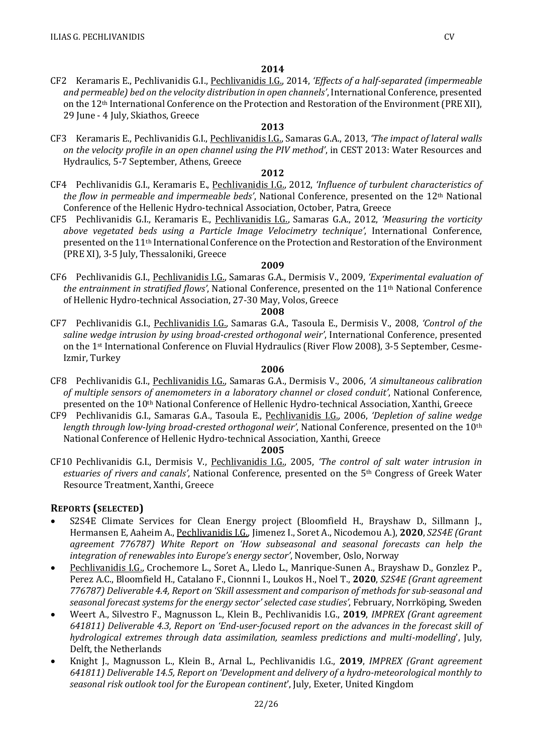**2014**

CF2 Keramaris E., Pechlivanidis G.I., <u>Pechlivanidis I.G.</u>, 2014, *'Effects of a half-separated (impermeable and permeable) bed on the velocity distribution in open channels'*, International Conference, presented on the 12th International Conference on the Protection and Restoration of the Environment (PRE XII), 29 June - 4 July, Skiathos, Greece

**2013**

CF3 Keramaris E., Pechlivanidis G.I., <u>Pechlivanidis I.G.</u>, Samaras G.A., 2013, *'The impact of lateral walls on the velocity profile in an open channel using the PIV method'*, in CEST 2013: Water Resources and Hydraulics, 5-7 September, Athens, Greece

**2012**

CF4 Pechlivanidis G.I., Keramaris E., <u>Pechlivanidis I.G.</u>, 2012, *'Influence of turbulent characteristics of the flow in permeable and impermeable beds'*, National Conference, presented on the 12th National Conference of the Hellenic Hydro-technical Association, October, Patra, Greece

CF5 Pechlivanidis G.I., Keramaris E., <u>Pechlivanidis I.G.</u>, Samaras G.A., 2012, *'Measuring the vorticity above vegetated beds using a Particle Image Velocimetry technique'*, International Conference, presented on the 11th International Conference on the Protection and Restoration of the Environment (PRE XI), 3-5 July, Thessaloniki, Greece

**2009**

CF6 Pechlivanidis G.I., <u>Pechlivanidis I.G.</u>, Samaras G.A., Dermisis V., 2009, *'Experimental evaluation of the entrainment in stratified flows'*, National Conference, presented on the 11th National Conference of Hellenic Hydro-technical Association, 27-30 May, Volos, Greece

**2008**

CF7 Pechlivanidis G.I., <u>Pechlivanidis I.G.</u>, Samaras G.A., Tasoula E., Dermisis V., 2008, *'Control of the saline wedge intrusion by using broad-crested orthogonal weir'*, International Conference, presented on the 1st International Conference on Fluvial Hydraulics (River Flow 2008), 3-5 September, Cesme-Izmir, Turkey

**2006**

CF8 Pechlivanidis G.I., <u>Pechlivanidis I.G.</u>, Samaras G.A., Dermisis V., 2006, *'A simultaneous calibration of multiple sensors of anemometers in a laboratory channel or closed conduit'*, National Conference, presented on the 10th National Conference of Hellenic Hydro-technical Association, Xanthi, Greece

CF9 Pechlivanidis G.I., Samaras G.A., Tasoula E., <u>Pechlivanidis I.G.</u>, 2006, *'Depletion of saline wedge length through low-lying broad-crested orthogonal weir'*, National Conference, presented on the 10th National Conference of Hellenic Hydro-technical Association, Xanthi, Greece

**2005**

CF10 Pechlivanidis G.I., Dermisis V., <u>Pechlivanidis I.G.</u>, 2005, *'The control of salt water intrusion in estuaries of rivers and canals'*, National Conference, presented on the 5th Congress of Greek Water Resource Treatment, Xanthi, Greece

## Reports (selected)

- S2S4E Climate Services for Clean Energy project (Bloomfield H., Brayshaw D., Sillmann J., Hermansen E, Aaheim A., <u>Pechlivanidis I.G.</u>, Jimenez I., Soret A., Nicodemou A.), **2020**, *S2S4E (Grant agreement 776787) White Report on 'How subseasonal and seasonal forecasts can help the integration of renewables into Europe's energy sector'*, November, Oslo, Norway
- <u>Pechlivanidis I.G.</u>, Crochemore L., Soret A., Lledo L., Manrique-Sunen A., Brayshaw D., Gonzlez P., Perez A.C., Bloomfield H., Catalano F., Cionnni I., Loukos H., Noel T., **2020**, *S2S4E (Grant agreement 776787) Deliverable 4.4, Report on 'Skill assessment and comparison of methods for sub-seasonal and seasonal forecast systems for the energy sector' selected case studies'*, February, Norrköping, Sweden
- Weert A., Silvestro F., Magnusson L., Klein B., Pechlivanidis I.G., **2019**, *IMPREX (Grant agreement 641811) Deliverable 4.3, Report on 'End-user-focused report on the advances in the forecast skill of hydrological extremes through data assimilation, seamless predictions and multi-modelling*', July, Delft, the Netherlands
- Knight J., Magnusson L., Klein B., Arnal L., Pechlivanidis I.G., **2019**, *IMPREX (Grant agreement 641811) Deliverable 14.5, Report on 'Development and delivery of a hydro-meteorological monthly to seasonal risk outlook tool for the European continent*', July, Exeter, United Kingdom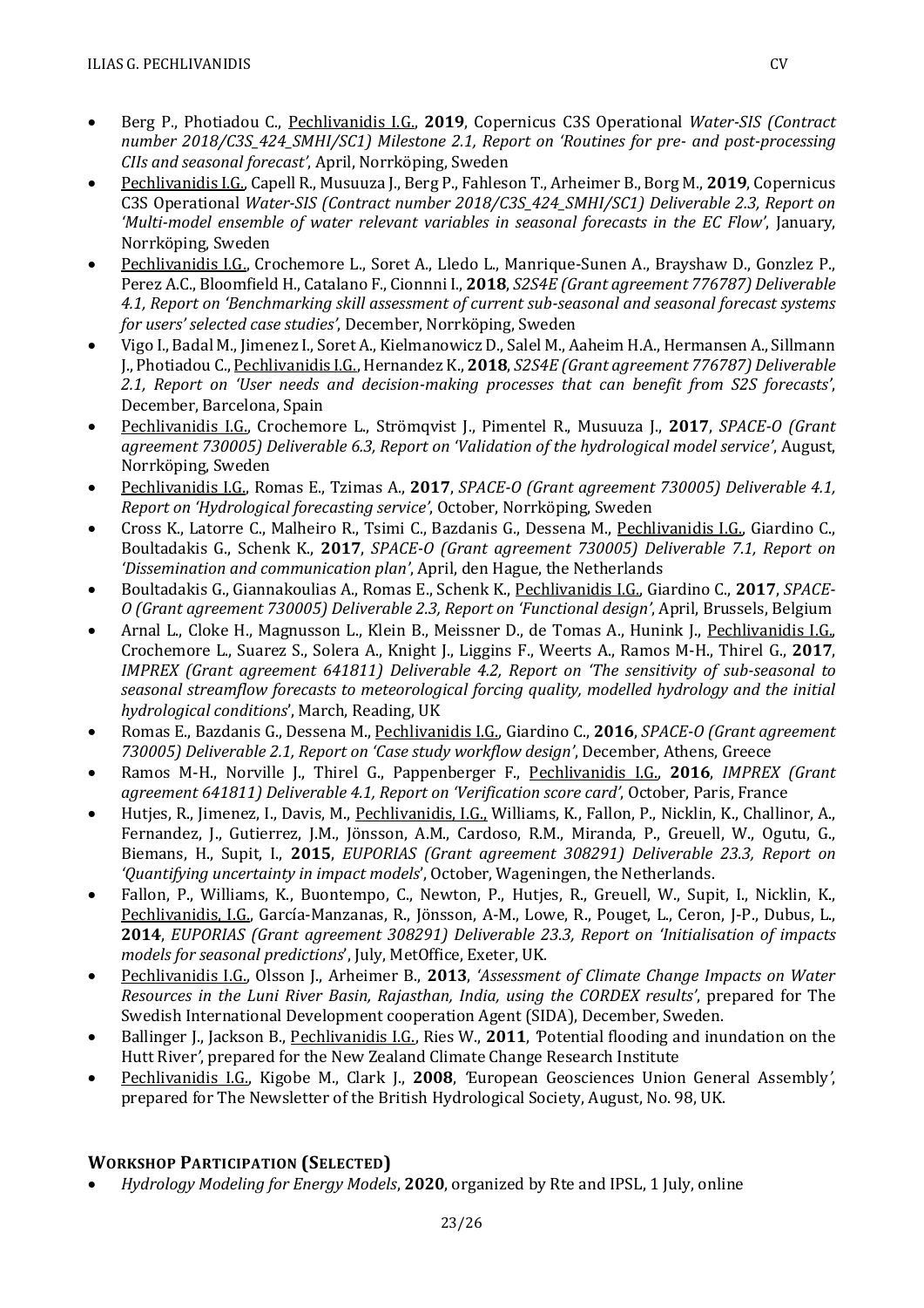- Berg P., Photiadou C., Pechlivanidis I.G., **2019**, Copernicus C3S Operational *Water-SIS (Contract number 2018/C3S_424_SMHI/SC1) Milestone 2.1, Report on 'Routines for pre- and post-processing CIIs and seasonal forecast'*, April, Norrköping, Sweden
- Pechlivanidis I.G., Capell R., Musuuza J., Berg P., Fahleson T., Arheimer B., Borg M., **2019**, Copernicus C3S Operational *Water-SIS (Contract number 2018/C3S_424_SMHI/SC1) Deliverable 2.3, Report on 'Multi-model ensemble of water relevant variables in seasonal forecasts in the EC Flow'*, January, Norrköping, Sweden
- Pechlivanidis I.G., Crochemore L., Soret A., Lledo L., Manrique-Sunen A., Brayshaw D., Gonzlez P., Perez A.C., Bloomfield H., Catalano F., Cionnni I., **2018**, *S2S4E (Grant agreement 776787) Deliverable 4.1, Report on 'Benchmarking skill assessment of current sub-seasonal and seasonal forecast systems for users' selected case studies'*, December, Norrköping, Sweden
- Vigo I., Badal M., Jimenez I., Soret A., Kielmanowicz D., Salel M., Aaheim H.A., Hermansen A., Sillmann J., Photiadou C., Pechlivanidis I.G., Hernandez K., **2018**, *S2S4E (Grant agreement 776787) Deliverable 2.1, Report on 'User needs and decision-making processes that can benefit from S2S forecasts'*, December, Barcelona, Spain
- Pechlivanidis I.G., Crochemore L., Strömqvist J., Pimentel R., Musuuza J., **2017**, *SPACE-O (Grant agreement 730005) Deliverable 6.3, Report on 'Validation of the hydrological model service'*, August, Norrköping, Sweden
- Pechlivanidis I.G., Romas E., Tzimas A., **2017**, *SPACE-O (Grant agreement 730005) Deliverable 4.1, Report on 'Hydrological forecasting service'*, October, Norrköping, Sweden
- Cross K., Latorre C., Malheiro R., Tsimi C., Bazdanis G., Dessena M., Pechlivanidis I.G., Giardino C., Boultadakis G., Schenk K., **2017**, *SPACE-O (Grant agreement 730005) Deliverable 7.1, Report on 'Dissemination and communication plan'*, April, den Hague, the Netherlands
- Boultadakis G., Giannakoulias A., Romas E., Schenk K., Pechlivanidis I.G., Giardino C., **2017**, *SPACE-O (Grant agreement 730005) Deliverable 2.3, Report on 'Functional design'*, April, Brussels, Belgium
- Arnal L., Cloke H., Magnusson L., Klein B., Meissner D., de Tomas A., Hunink J., Pechlivanidis I.G., Crochemore L., Suarez S., Solera A., Knight J., Liggins F., Weerts A., Ramos M-H., Thirel G., **2017**, *IMPREX (Grant agreement 641811) Deliverable 4.2, Report on 'The sensitivity of sub-seasonal to seasonal streamflow forecasts to meteorological forcing quality, modelled hydrology and the initial hydrological conditions'*, March, Reading, UK
- Romas E., Bazdanis G., Dessena M., Pechlivanidis I.G., Giardino C., **2016**, *SPACE-O (Grant agreement 730005) Deliverable 2.1, Report on 'Case study workflow design'*, December, Athens, Greece
- Ramos M-H., Norville J., Thirel G., Pappenberger F., Pechlivanidis I.G., **2016**, *IMPREX (Grant agreement 641811) Deliverable 4.1, Report on 'Verification score card'*, October, Paris, France
- Hutjes, R., Jimenez, I., Davis, M., Pechlivanidis, I.G., Williams, K., Fallon, P., Nicklin, K., Challinor, A., Fernandez, J., Gutierrez, J.M., Jönsson, A.M., Cardoso, R.M., Miranda, P., Greuell, W., Ogutu, G., Biemans, H., Supit, I., **2015**, *EUPORIAS (Grant agreement 308291) Deliverable 23.3, Report on 'Quantifying uncertainty in impact models'*, October, Wageningen, the Netherlands.
- Fallon, P., Williams, K., Buontempo, C., Newton, P., Hutjes, R., Greuell, W., Supit, I., Nicklin, K., Pechlivanidis, I.G., García-Manzanas, R., Jönsson, A-M., Lowe, R., Pouget, L., Ceron, J-P., Dubus, L., **2014**, *EUPORIAS (Grant agreement 308291) Deliverable 23.3, Report on 'Initialisation of impacts models for seasonal predictions'*, July, MetOffice, Exeter, UK.
- Pechlivanidis I.G., Olsson J., Arheimer B., **2013**, *'Assessment of Climate Change Impacts on Water Resources in the Luni River Basin, Rajasthan, India, using the CORDEX results'*, prepared for The Swedish International Development cooperation Agent (SIDA), December, Sweden.
- Ballinger J., Jackson B., Pechlivanidis I.G., Ries W., **2011**, *'Potential flooding and inundation on the Hutt River'*, prepared for the New Zealand Climate Change Research Institute
- Pechlivanidis I.G., Kigobe M., Clark J., **2008**, *'European Geosciences Union General Assembly'*, prepared for The Newsletter of the British Hydrological Society, August, No. 98, UK.

## Workshop Participation (Selected)

- *Hydrology Modeling for Energy Models*, **2020**, organized by Rte and IPSL, 1 July, online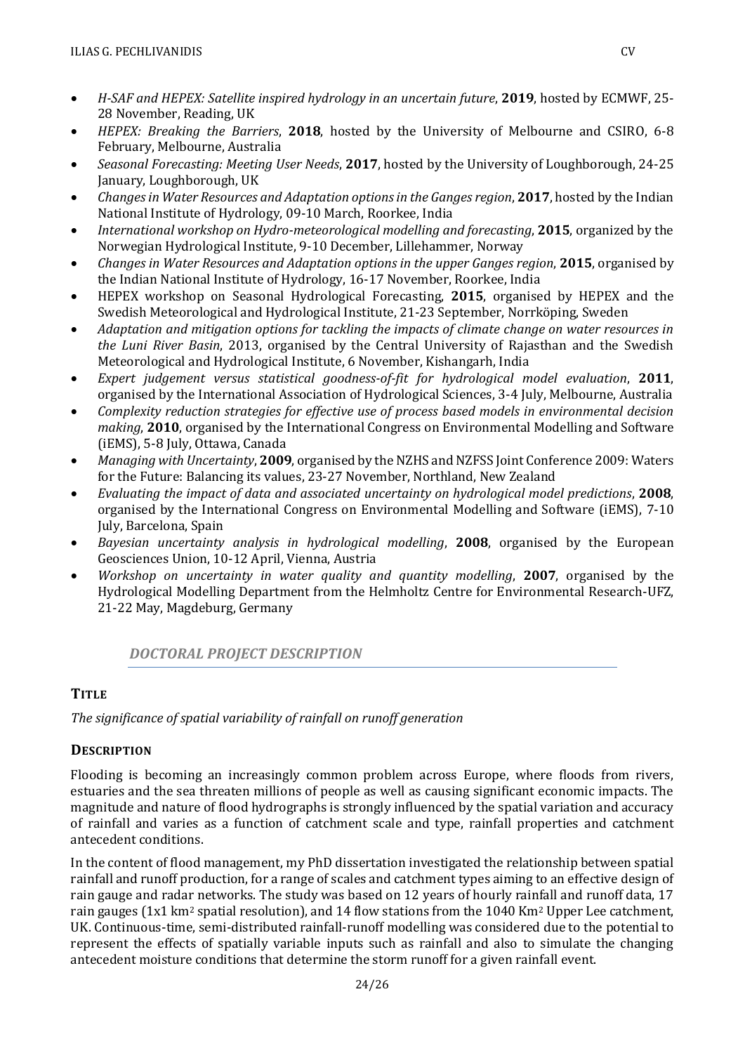- *H-SAF and HEPEX: Satellite inspired hydrology in an uncertain future*, **2019**, hosted by ECMWF, 25-28 November, Reading, UK
- *HEPEX: Breaking the Barriers*, **2018**, hosted by the University of Melbourne and CSIRO, 6-8 February, Melbourne, Australia
- *Seasonal Forecasting: Meeting User Needs*, **2017**, hosted by the University of Loughborough, 24-25 January, Loughborough, UK
- *Changes in Water Resources and Adaptation options in the Ganges region*, **2017**, hosted by the Indian National Institute of Hydrology, 09-10 March, Roorkee, India
- *International workshop on Hydro-meteorological modelling and forecasting*, **2015**, organized by the Norwegian Hydrological Institute, 9-10 December, Lillehammer, Norway
- *Changes in Water Resources and Adaptation options in the upper Ganges region*, **2015**, organised by the Indian National Institute of Hydrology, 16-17 November, Roorkee, India
- HEPEX workshop on Seasonal Hydrological Forecasting, **2015**, organised by HEPEX and the Swedish Meteorological and Hydrological Institute, 21-23 September, Norrköping, Sweden
- *Adaptation and mitigation options for tackling the impacts of climate change on water resources in the Luni River Basin*, 2013, organised by the Central University of Rajasthan and the Swedish Meteorological and Hydrological Institute, 6 November, Kishangarh, India
- *Expert judgement versus statistical goodness-of-fit for hydrological model evaluation*, **2011**, organised by the International Association of Hydrological Sciences, 3-4 July, Melbourne, Australia
- *Complexity reduction strategies for effective use of process based models in environmental decision making*, **2010**, organised by the International Congress on Environmental Modelling and Software (iEMS), 5-8 July, Ottawa, Canada
- *Managing with Uncertainty*, **2009**, organised by the NZHS and NZFSS Joint Conference 2009: Waters for the Future: Balancing its values, 23-27 November, Northland, New Zealand
- *Evaluating the impact of data and associated uncertainty on hydrological model predictions*, **2008**, organised by the International Congress on Environmental Modelling and Software (iEMS), 7-10 July, Barcelona, Spain
- *Bayesian uncertainty analysis in hydrological modelling*, **2008**, organised by the European Geosciences Union, 10-12 April, Vienna, Austria
- *Workshop on uncertainty in water quality and quantity modelling*, **2007**, organised by the Hydrological Modelling Department from the Helmholtz Centre for Environmental Research-UFZ, 21-22 May, Magdeburg, Germany

## *DOCTORAL PROJECT DESCRIPTION*

### TITLE

*The significance of spatial variability of rainfall on runoff generation*

### DESCRIPTION

Flooding is becoming an increasingly common problem across Europe, where floods from rivers, estuaries and the sea threaten millions of people as well as causing significant economic impacts. The magnitude and nature of flood hydrographs is strongly influenced by the spatial variation and accuracy of rainfall and varies as a function of catchment scale and type, rainfall properties and catchment antecedent conditions.

In the content of flood management, my PhD dissertation investigated the relationship between spatial rainfall and runoff production, for a range of scales and catchment types aiming to an effective design of rain gauge and radar networks. The study was based on 12 years of hourly rainfall and runoff data, 17 rain gauges (1x1 $km^2$ spatial resolution), and 14 flow stations from the 1040 $Km^2$ Upper Lee catchment, UK. Continuous-time, semi-distributed rainfall-runoff modelling was considered due to the potential to represent the effects of spatially variable inputs such as rainfall and also to simulate the changing antecedent moisture conditions that determine the storm runoff for a given rainfall event.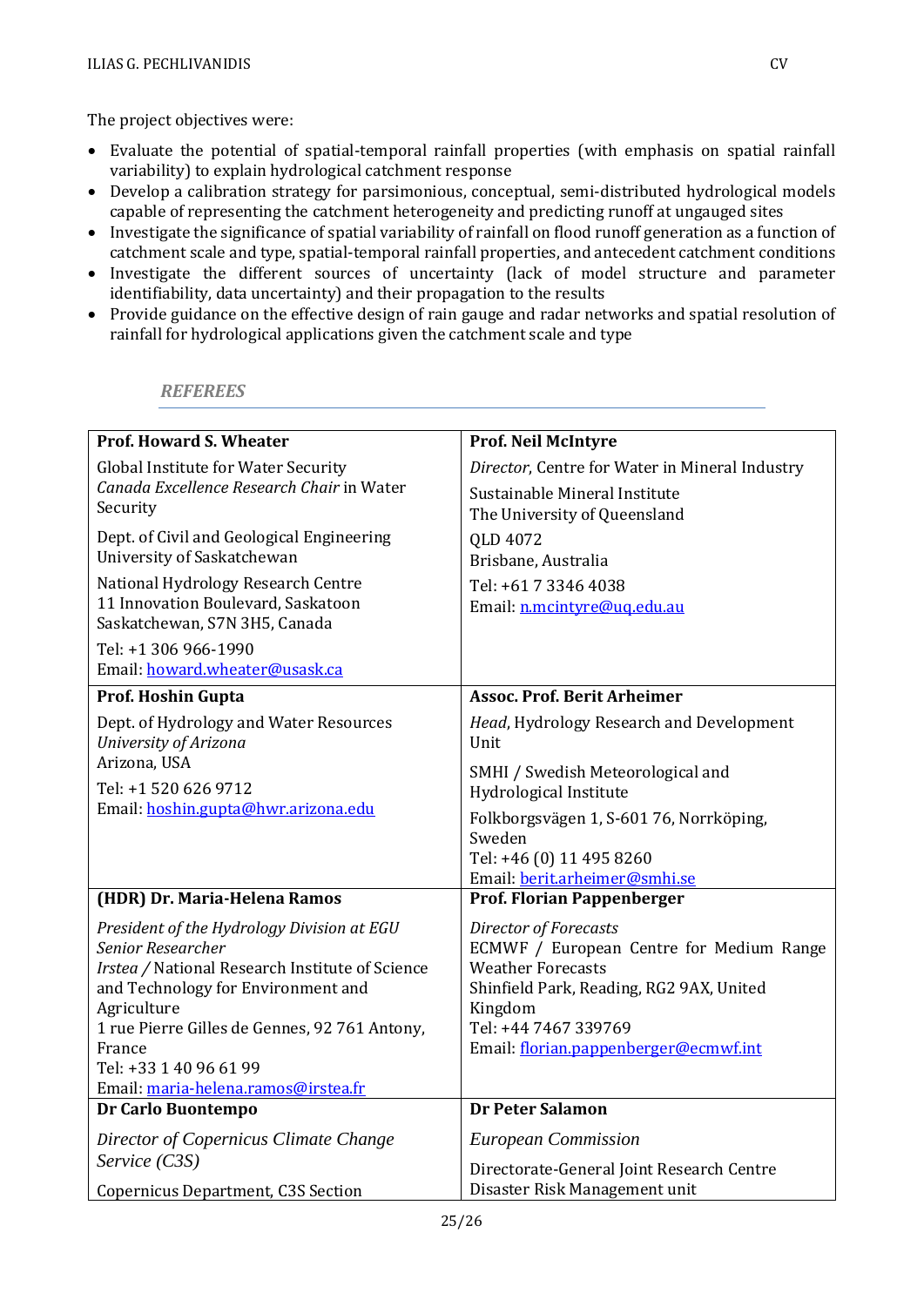The project objectives were:

- Evaluate the potential of spatial-temporal rainfall properties (with emphasis on spatial rainfall variability) to explain hydrological catchment response
- Develop a calibration strategy for parsimonious, conceptual, semi-distributed hydrological models capable of representing the catchment heterogeneity and predicting runoff at ungauged sites
- Investigate the significance of spatial variability of rainfall on flood runoff generation as a function of catchment scale and type, spatial-temporal rainfall properties, and antecedent catchment conditions
- Investigate the different sources of uncertainty (lack of model structure and parameter identifiability, data uncertainty) and their propagation to the results
- Provide guidance on the effective design of rain gauge and radar networks and spatial resolution of rainfall for hydrological applications given the catchment scale and type

## *REFEREES*

| **Prof. Howard S. Wheater** | **Prof. Neil McIntyre** |
|---|---|
| Global Institute for Water Security<br>*Canada Excellence Research Chair* in Water Security<br>Dept. of Civil and Geological Engineering<br>University of Saskatchewan<br>National Hydrology Research Centre<br>11 Innovation Boulevard, Saskatoon<br>Saskatchewan, S7N 3H5, Canada<br>Tel: +1 306 966-1990<br>Email: howard.wheater@usask.ca | *Director*, Centre for Water in Mineral Industry<br>Sustainable Mineral Institute<br>The University of Queensland<br>QLD 4072<br>Brisbane, Australia<br>Tel: +61 7 3346 4038<br>Email: n.mcintyre@uq.edu.au |
| **Prof. Hoshin Gupta** | **Assoc. Prof. Berit Arheimer** |
| Dept. of Hydrology and Water Resources<br>*University of Arizona*<br>Arizona, USA<br>Tel: +1 520 626 9712<br>Email: hoshin.gupta@hwr.arizona.edu | *Head*, Hydrology Research and Development Unit<br>SMHI / Swedish Meteorological and Hydrological Institute<br>Folkborgsvägen 1, S-601 76, Norrköping, Sweden<br>Tel: +46 (0) 11 495 8260<br>Email: berit.arheimer@smhi.se |
| **(HDR) Dr. Maria-Helena Ramos** | **Prof. Florian Pappenberger** |
| *President of the Hydrology Division at EGU*<br>*Senior Researcher*<br>*Irstea /* National Research Institute of Science and Technology for Environment and Agriculture<br>1 rue Pierre Gilles de Gennes, 92 761 Antony, France<br>Tel: +33 1 40 96 61 99<br>Email: maria-helena.ramos@irstea.fr | *Director of Forecasts*<br>ECMWF / European Centre for Medium Range Weather Forecasts<br>Shinfield Park, Reading, RG2 9AX, United Kingdom<br>Tel: +44 7467 339769<br>Email: florian.pappenberger@ecmwf.int |
| **Dr Carlo Buontempo** | **Dr Peter Salamon** |
| *Director of Copernicus Climate Change Service (C3S)*<br>Copernicus Department, C3S Section | *European Commission*<br>Directorate-General Joint Research Centre<br>Disaster Risk Management unit |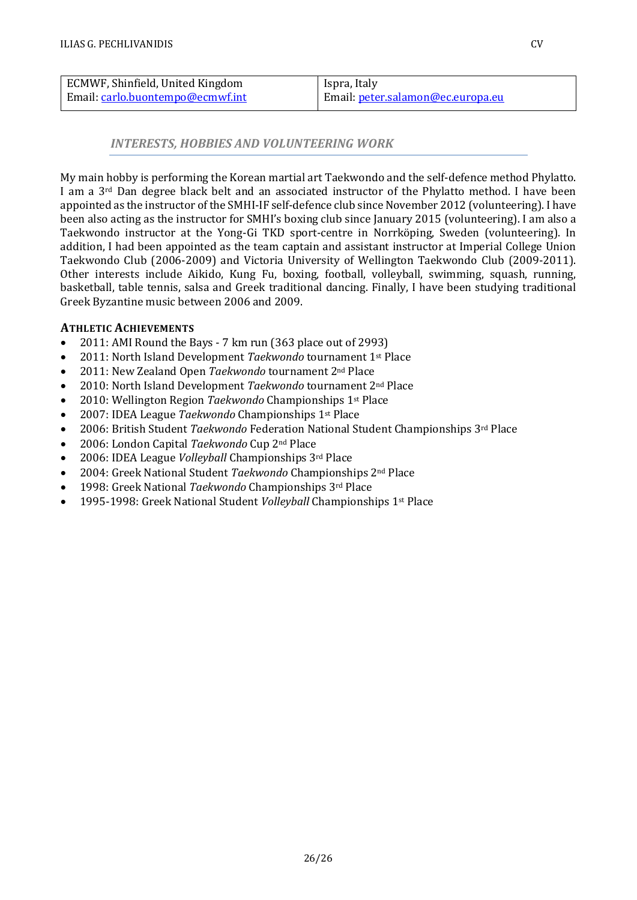| | |
|---|---|
| ECMWF, Shinfield, United Kingdom<br>Email: carlo.buontempo@ecmwf.int | Ispra, Italy<br>Email: peter.salamon@ec.europa.eu |

## *INTERESTS, HOBBIES AND VOLUNTEERING WORK*

My main hobby is performing the Korean martial art Taekwondo and the self-defence method Phylatto. I am a 3rd Dan degree black belt and an associated instructor of the Phylatto method. I have been appointed as the instructor of the SMHI-IF self-defence club since November 2012 (volunteering). I have been also acting as the instructor for SMHI's boxing club since January 2015 (volunteering). I am also a Taekwondo instructor at the Yong-Gi TKD sport-centre in Norrköping, Sweden (volunteering). In addition, I had been appointed as the team captain and assistant instructor at Imperial College Union Taekwondo Club (2006-2009) and Victoria University of Wellington Taekwondo Club (2009-2011). Other interests include Aikido, Kung Fu, boxing, football, volleyball, swimming, squash, running, basketball, table tennis, salsa and Greek traditional dancing. Finally, I have been studying traditional Greek Byzantine music between 2006 and 2009.

### ATHLETIC ACHIEVEMENTS

- 2011: AMI Round the Bays - 7 km run (363 place out of 2993)
- 2011: North Island Development *Taekwondo* tournament 1st Place
- 2011: New Zealand Open *Taekwondo* tournament 2nd Place
- 2010: North Island Development *Taekwondo* tournament 2nd Place
- 2010: Wellington Region *Taekwondo* Championships 1st Place
- 2007: IDEA League *Taekwondo* Championships 1st Place
- 2006: British Student *Taekwondo* Federation National Student Championships 3rd Place
- 2006: London Capital *Taekwondo* Cup 2nd Place
- 2006: IDEA League *Volleyball* Championships 3rd Place
- 2004: Greek National Student *Taekwondo* Championships 2nd Place
- 1998: Greek National *Taekwondo* Championships 3rd Place
- 1995-1998: Greek National Student *Volleyball* Championships 1st Place